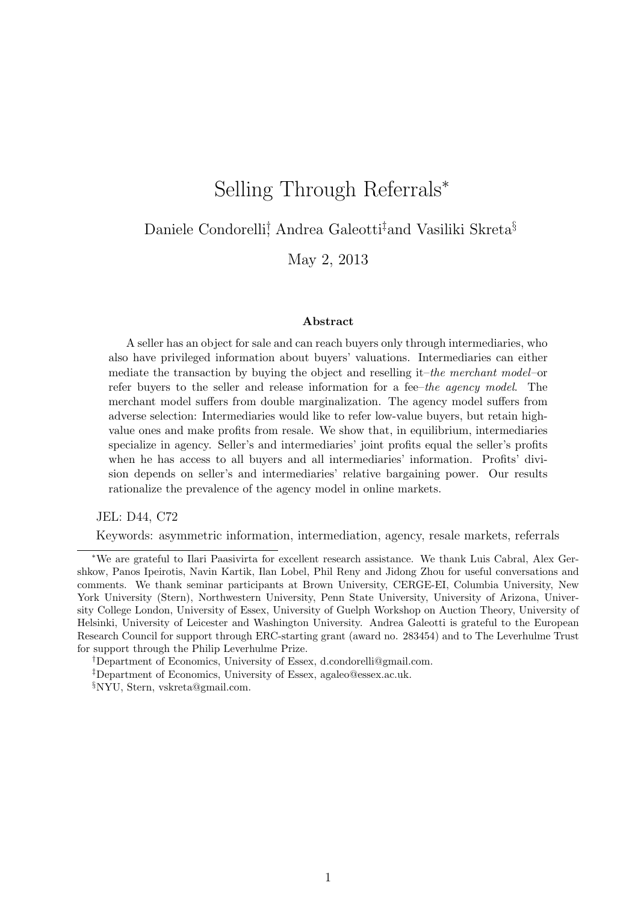# Selling Through Referrals*

Daniele Condorelli[†], Andrea Galeotti[‡] and Vasiliki Skreta[§]

May 2, 2013

### Abstract

A seller has an object for sale and can reach buyers only through intermediaries, who also have privileged information about buyers' valuations. Intermediaries can either mediate the transaction by buying the object and reselling it–*the merchant model*–or refer buyers to the seller and release information for a fee–*the agency model*. The merchant model suffers from double marginalization. The agency model suffers from adverse selection: Intermediaries would like to refer low-value buyers, but retain high-value ones and make profits from resale. We show that, in equilibrium, intermediaries specialize in agency. Seller's and intermediaries' joint profits equal the seller's profits when he has access to all buyers and all intermediaries' information. Profits' division depends on seller's and intermediaries' relative bargaining power. Our results rationalize the prevalence of the agency model in online markets.

JEL: D44, C72

Keywords: asymmetric information, intermediation, agency, resale markets, referrals

---

*We are grateful to Ilari Paasivirta for excellent research assistance. We thank Luis Cabral, Alex Gershkow, Panos Ipeirotis, Navin Kartik, Ilan Lobel, Phil Reny and Jidong Zhou for useful conversations and comments. We thank seminar participants at Brown University, CERGE-EI, Columbia University, New York University (Stern), Northwestern University, Penn State University, University of Arizona, University College London, University of Essex, University of Guelph Workshop on Auction Theory, University of Helsinki, University of Leicester and Washington University. Andrea Galeotti is grateful to the European Research Council for support through ERC-starting grant (award no. 283454) and to The Leverhulme Trust for support through the Philip Leverhulme Prize.

[†]Department of Economics, University of Essex, d.condorelli@gmail.com.

[‡]Department of Economics, University of Essex, agaleo@essex.ac.uk.

[§]NYU, Stern, vskreta@gmail.com.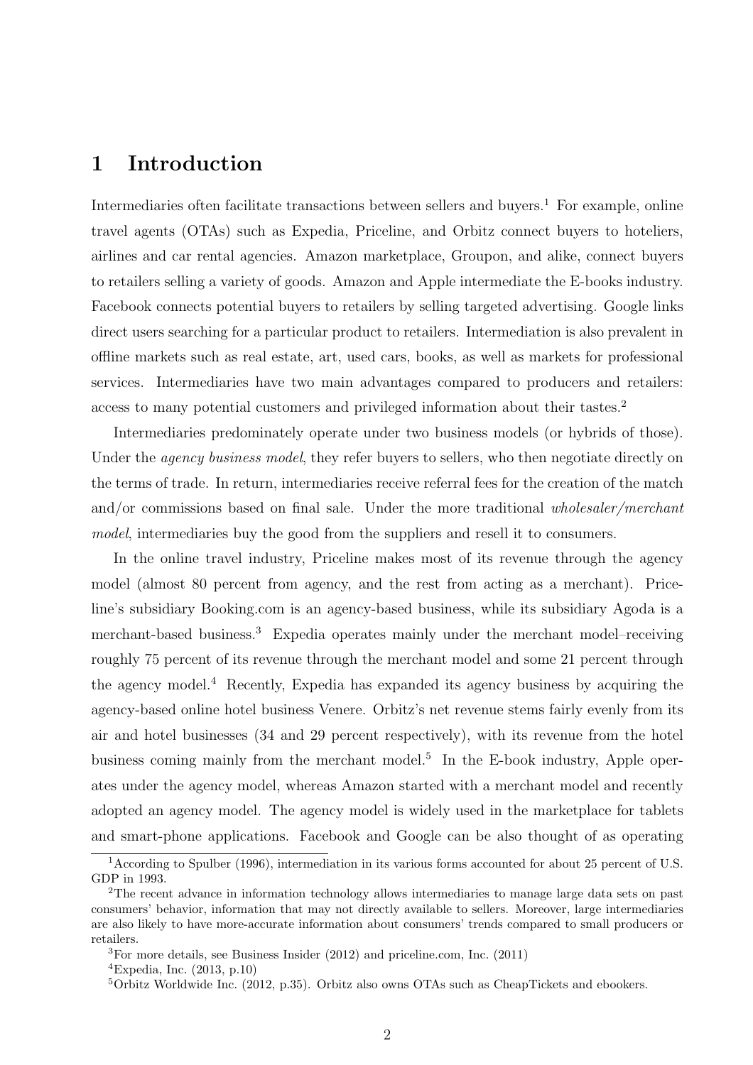# 1 Introduction

Intermediaries often facilitate transactions between sellers and buyers.[1] For example, online travel agents (OTAs) such as Expedia, Priceline, and Orbitz connect buyers to hoteliers, airlines and car rental agencies. Amazon marketplace, Groupon, and alike, connect buyers to retailers selling a variety of goods. Amazon and Apple intermediate the E-books industry. Facebook connects potential buyers to retailers by selling targeted advertising. Google links direct users searching for a particular product to retailers. Intermediation is also prevalent in offline markets such as real estate, art, used cars, books, as well as markets for professional services. Intermediaries have two main advantages compared to producers and retailers: access to many potential customers and privileged information about their tastes.[2]

Intermediaries predominately operate under two business models (or hybrids of those). Under the *agency business model*, they refer buyers to sellers, who then negotiate directly on the terms of trade. In return, intermediaries receive referral fees for the creation of the match and/or commissions based on final sale. Under the more traditional *wholesaler/merchant model*, intermediaries buy the good from the suppliers and resell it to consumers.

In the online travel industry, Priceline makes most of its revenue through the agency model (almost 80 percent from agency, and the rest from acting as a merchant). Priceline's subsidiary Booking.com is an agency-based business, while its subsidiary Agoda is a merchant-based business.[3] Expedia operates mainly under the merchant model–receiving roughly 75 percent of its revenue through the merchant model and some 21 percent through the agency model.[4] Recently, Expedia has expanded its agency business by acquiring the agency-based online hotel business Venere. Orbitz's net revenue stems fairly evenly from its air and hotel businesses (34 and 29 percent respectively), with its revenue from the hotel business coming mainly from the merchant model.[5] In the E-book industry, Apple operates under the agency model, whereas Amazon started with a merchant model and recently adopted an agency model. The agency model is widely used in the marketplace for tablets and smart-phone applications. Facebook and Google can be also thought of as operating

---

[1] According to Spulber (1996), intermediation in its various forms accounted for about 25 percent of U.S. GDP in 1993.

[2] The recent advance in information technology allows intermediaries to manage large data sets on past consumers' behavior, information that may not directly available to sellers. Moreover, large intermediaries are also likely to have more-accurate information about consumers' trends compared to small producers or retailers.

[3] For more details, see Business Insider (2012) and priceline.com, Inc. (2011)

[4] Expedia, Inc. (2013, p.10)

[5] Orbitz Worldwide Inc. (2012, p.35). Orbitz also owns OTAs such as CheapTickets and ebookers.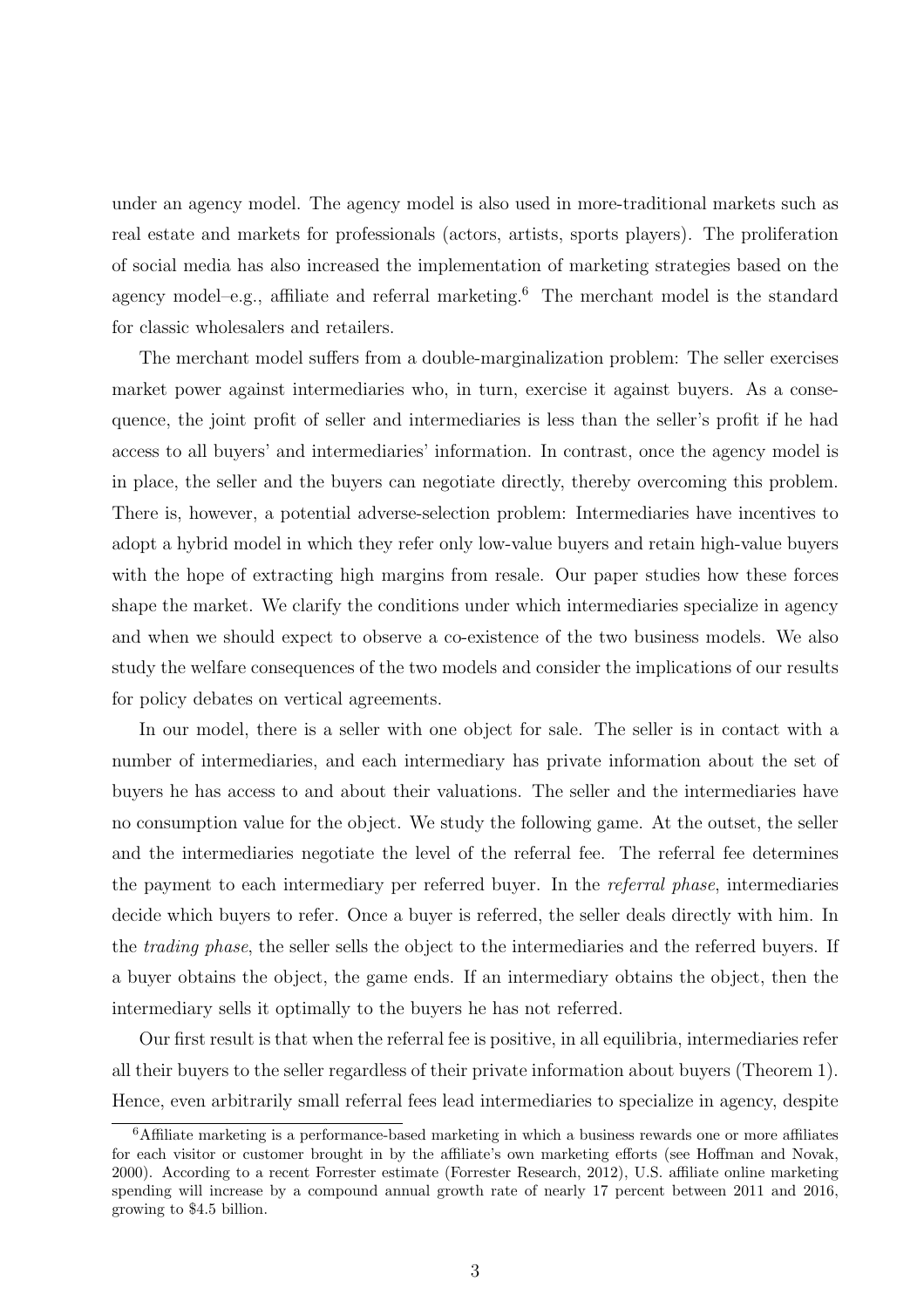under an agency model. The agency model is also used in more-traditional markets such as real estate and markets for professionals (actors, artists, sports players). The proliferation of social media has also increased the implementation of marketing strategies based on the agency model–e.g., affiliate and referral marketing.[6] The merchant model is the standard for classic wholesalers and retailers.

The merchant model suffers from a double-marginalization problem: The seller exercises market power against intermediaries who, in turn, exercise it against buyers. As a consequence, the joint profit of seller and intermediaries is less than the seller's profit if he had access to all buyers' and intermediaries' information. In contrast, once the agency model is in place, the seller and the buyers can negotiate directly, thereby overcoming this problem. There is, however, a potential adverse-selection problem: Intermediaries have incentives to adopt a hybrid model in which they refer only low-value buyers and retain high-value buyers with the hope of extracting high margins from resale. Our paper studies how these forces shape the market. We clarify the conditions under which intermediaries specialize in agency and when we should expect to observe a co-existence of the two business models. We also study the welfare consequences of the two models and consider the implications of our results for policy debates on vertical agreements.

In our model, there is a seller with one object for sale. The seller is in contact with a number of intermediaries, and each intermediary has private information about the set of buyers he has access to and about their valuations. The seller and the intermediaries have no consumption value for the object. We study the following game. At the outset, the seller and the intermediaries negotiate the level of the referral fee. The referral fee determines the payment to each intermediary per referred buyer. In the *referral phase*, intermediaries decide which buyers to refer. Once a buyer is referred, the seller deals directly with him. In the *trading phase*, the seller sells the object to the intermediaries and the referred buyers. If a buyer obtains the object, the game ends. If an intermediary obtains the object, then the intermediary sells it optimally to the buyers he has not referred.

Our first result is that when the referral fee is positive, in all equilibria, intermediaries refer all their buyers to the seller regardless of their private information about buyers (Theorem 1). Hence, even arbitrarily small referral fees lead intermediaries to specialize in agency, despite

[6] Affiliate marketing is a performance-based marketing in which a business rewards one or more affiliates for each visitor or customer brought in by the affiliate's own marketing efforts (see Hoffman and Novak, 2000). According to a recent Forrester estimate (Forrester Research, 2012), U.S. affiliate online marketing spending will increase by a compound annual growth rate of nearly 17 percent between 2011 and 2016, growing to $4.5 billion.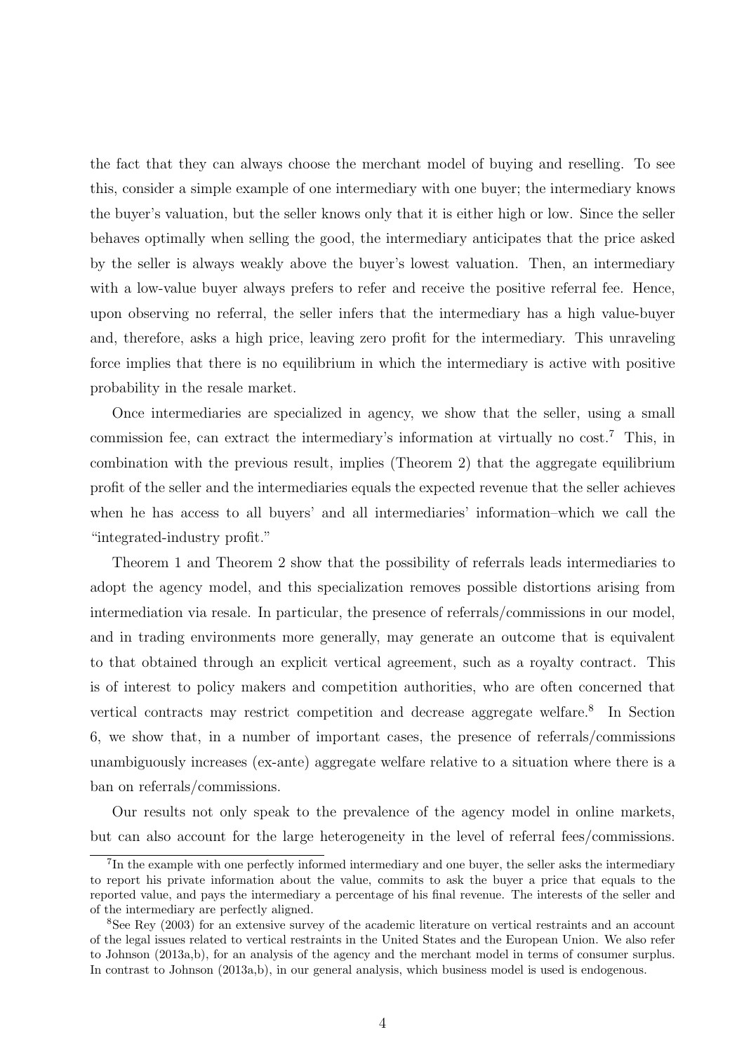the fact that they can always choose the merchant model of buying and reselling. To see this, consider a simple example of one intermediary with one buyer; the intermediary knows the buyer's valuation, but the seller knows only that it is either high or low. Since the seller behaves optimally when selling the good, the intermediary anticipates that the price asked by the seller is always weakly above the buyer's lowest valuation. Then, an intermediary with a low-value buyer always prefers to refer and receive the positive referral fee. Hence, upon observing no referral, the seller infers that the intermediary has a high value-buyer and, therefore, asks a high price, leaving zero profit for the intermediary. This unraveling force implies that there is no equilibrium in which the intermediary is active with positive probability in the resale market.

Once intermediaries are specialized in agency, we show that the seller, using a small commission fee, can extract the intermediary's information at virtually no cost.[7] This, in combination with the previous result, implies (Theorem 2) that the aggregate equilibrium profit of the seller and the intermediaries equals the expected revenue that the seller achieves when he has access to all buyers' and all intermediaries' information–which we call the "integrated-industry profit."

Theorem 1 and Theorem 2 show that the possibility of referrals leads intermediaries to adopt the agency model, and this specialization removes possible distortions arising from intermediation via resale. In particular, the presence of referrals/commissions in our model, and in trading environments more generally, may generate an outcome that is equivalent to that obtained through an explicit vertical agreement, such as a royalty contract. This is of interest to policy makers and competition authorities, who are often concerned that vertical contracts may restrict competition and decrease aggregate welfare.[8] In Section 6, we show that, in a number of important cases, the presence of referrals/commissions unambiguously increases (ex-ante) aggregate welfare relative to a situation where there is a ban on referrals/commissions.

Our results not only speak to the prevalence of the agency model in online markets, but can also account for the large heterogeneity in the level of referral fees/commissions.

[7] In the example with one perfectly informed intermediary and one buyer, the seller asks the intermediary to report his private information about the value, commits to ask the buyer a price that equals to the reported value, and pays the intermediary a percentage of his final revenue. The interests of the seller and of the intermediary are perfectly aligned.

[8] See Rey (2003) for an extensive survey of the academic literature on vertical restraints and an account of the legal issues related to vertical restraints in the United States and the European Union. We also refer to Johnson (2013a,b), for an analysis of the agency and the merchant model in terms of consumer surplus. In contrast to Johnson (2013a,b), in our general analysis, which business model is used is endogenous.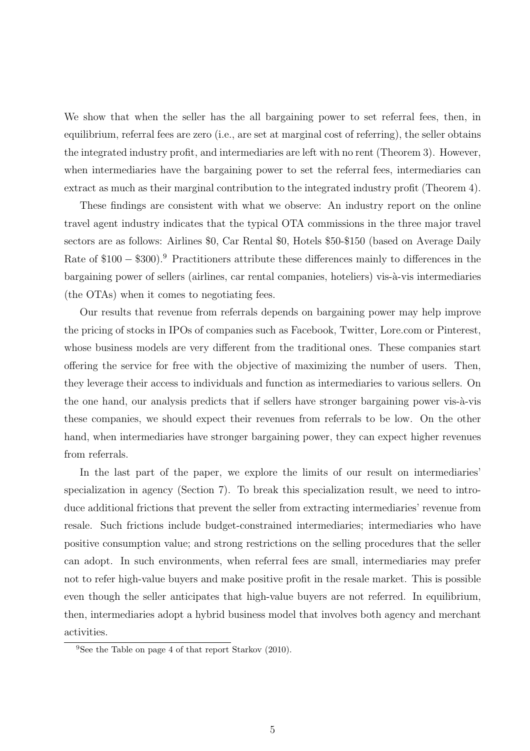We show that when the seller has the all bargaining power to set referral fees, then, in equilibrium, referral fees are zero (i.e., are set at marginal cost of referring), the seller obtains the integrated industry profit, and intermediaries are left with no rent (Theorem 3). However, when intermediaries have the bargaining power to set the referral fees, intermediaries can extract as much as their marginal contribution to the integrated industry profit (Theorem 4).

These findings are consistent with what we observe: An industry report on the online travel agent industry indicates that the typical OTA commissions in the three major travel sectors are as follows: Airlines \$0, Car Rental \$0, Hotels \$50-\$150 (based on Average Daily Rate of $\$100 - \$300$).[9] Practitioners attribute these differences mainly to differences in the bargaining power of sellers (airlines, car rental companies, hoteliers) vis-à-vis intermediaries (the OTAs) when it comes to negotiating fees.

Our results that revenue from referrals depends on bargaining power may help improve the pricing of stocks in IPOs of companies such as Facebook, Twitter, Lore.com or Pinterest, whose business models are very different from the traditional ones. These companies start offering the service for free with the objective of maximizing the number of users. Then, they leverage their access to individuals and function as intermediaries to various sellers. On the one hand, our analysis predicts that if sellers have stronger bargaining power vis-à-vis these companies, we should expect their revenues from referrals to be low. On the other hand, when intermediaries have stronger bargaining power, they can expect higher revenues from referrals.

In the last part of the paper, we explore the limits of our result on intermediaries' specialization in agency (Section 7). To break this specialization result, we need to introduce additional frictions that prevent the seller from extracting intermediaries' revenue from resale. Such frictions include budget-constrained intermediaries; intermediaries who have positive consumption value; and strong restrictions on the selling procedures that the seller can adopt. In such environments, when referral fees are small, intermediaries may prefer not to refer high-value buyers and make positive profit in the resale market. This is possible even though the seller anticipates that high-value buyers are not referred. In equilibrium, then, intermediaries adopt a hybrid business model that involves both agency and merchant activities.

[9]See the Table on page 4 of that report Starkov (2010).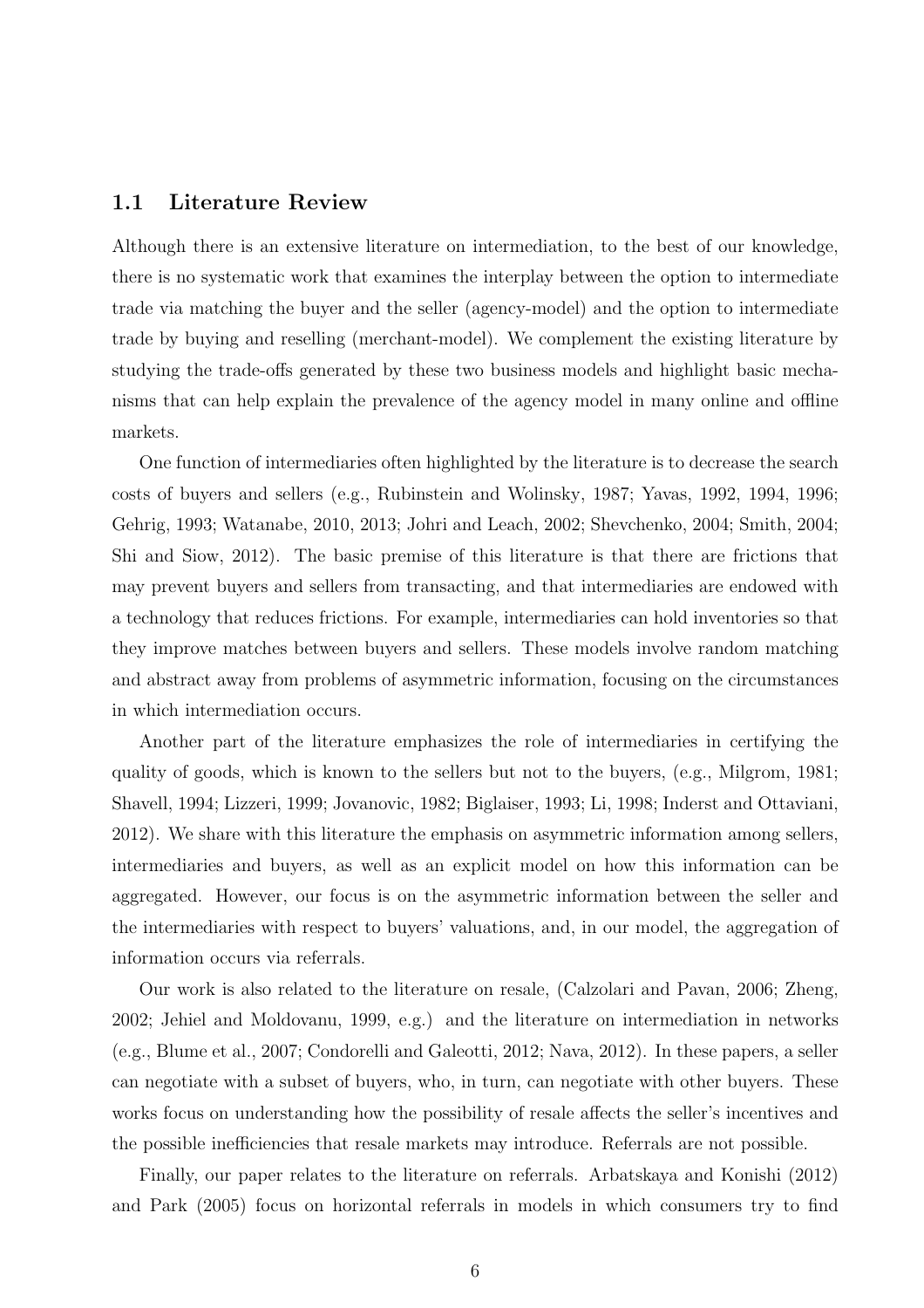### 1.1 Literature Review

Although there is an extensive literature on intermediation, to the best of our knowledge, there is no systematic work that examines the interplay between the option to intermediate trade via matching the buyer and the seller (agency-model) and the option to intermediate trade by buying and reselling (merchant-model). We complement the existing literature by studying the trade-offs generated by these two business models and highlight basic mechanisms that can help explain the prevalence of the agency model in many online and offline markets.

One function of intermediaries often highlighted by the literature is to decrease the search costs of buyers and sellers (e.g., Rubinstein and Wolinsky, 1987; Yavas, 1992, 1994, 1996; Gehrig, 1993; Watanabe, 2010, 2013; Johri and Leach, 2002; Shevchenko, 2004; Smith, 2004; Shi and Siow, 2012). The basic premise of this literature is that there are frictions that may prevent buyers and sellers from transacting, and that intermediaries are endowed with a technology that reduces frictions. For example, intermediaries can hold inventories so that they improve matches between buyers and sellers. These models involve random matching and abstract away from problems of asymmetric information, focusing on the circumstances in which intermediation occurs.

Another part of the literature emphasizes the role of intermediaries in certifying the quality of goods, which is known to the sellers but not to the buyers, (e.g., Milgrom, 1981; Shavell, 1994; Lizzeri, 1999; Jovanovic, 1982; Biglaiser, 1993; Li, 1998; Inderst and Ottaviani, 2012). We share with this literature the emphasis on asymmetric information among sellers, intermediaries and buyers, as well as an explicit model on how this information can be aggregated. However, our focus is on the asymmetric information between the seller and the intermediaries with respect to buyers' valuations, and, in our model, the aggregation of information occurs via referrals.

Our work is also related to the literature on resale, (Calzolari and Pavan, 2006; Zheng, 2002; Jehiel and Moldovanu, 1999, e.g.) and the literature on intermediation in networks (e.g., Blume et al., 2007; Condorelli and Galeotti, 2012; Nava, 2012). In these papers, a seller can negotiate with a subset of buyers, who, in turn, can negotiate with other buyers. These works focus on understanding how the possibility of resale affects the seller's incentives and the possible inefficiencies that resale markets may introduce. Referrals are not possible.

Finally, our paper relates to the literature on referrals. Arbatskaya and Konishi (2012) and Park (2005) focus on horizontal referrals in models in which consumers try to find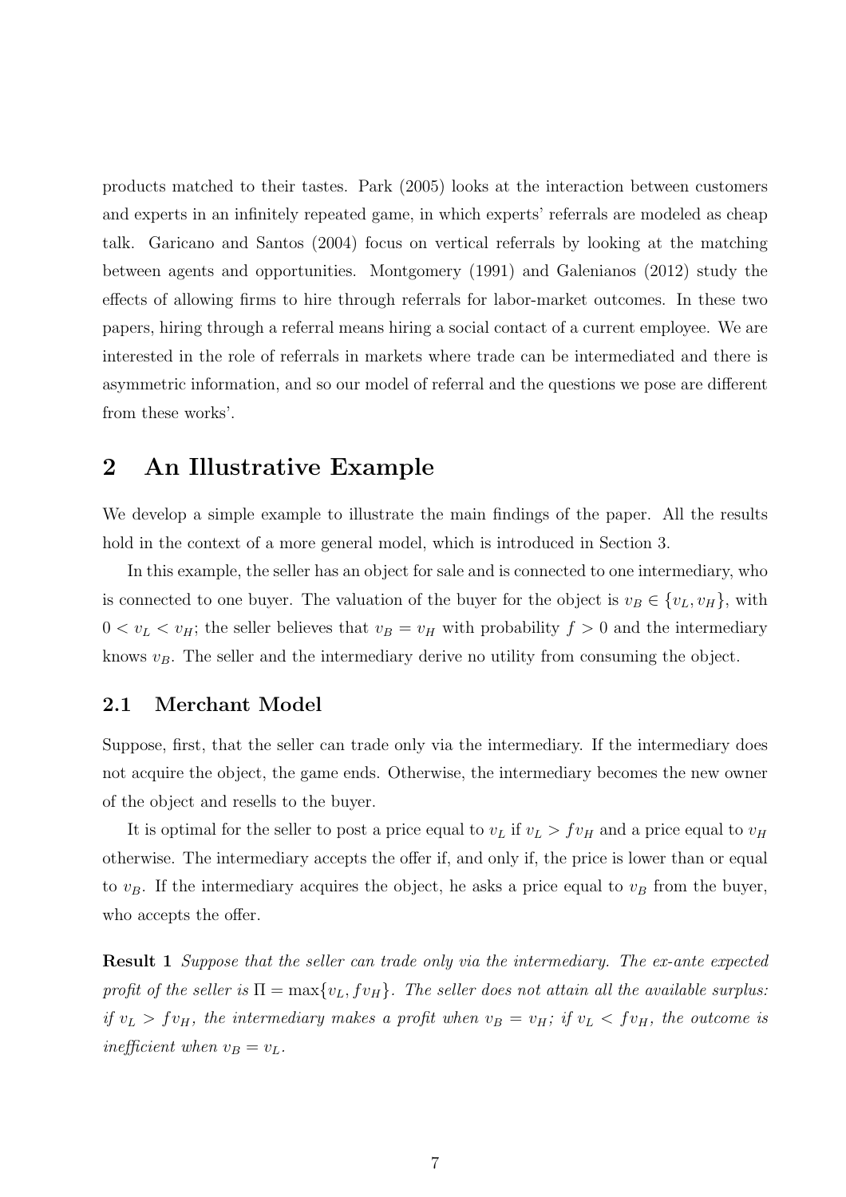products matched to their tastes. Park (2005) looks at the interaction between customers and experts in an infinitely repeated game, in which experts' referrals are modeled as cheap talk. Garicano and Santos (2004) focus on vertical referrals by looking at the matching between agents and opportunities. Montgomery (1991) and Galenianos (2012) study the effects of allowing firms to hire through referrals for labor-market outcomes. In these two papers, hiring through a referral means hiring a social contact of a current employee. We are interested in the role of referrals in markets where trade can be intermediated and there is asymmetric information, and so our model of referral and the questions we pose are different from these works'.

# 2 An Illustrative Example

We develop a simple example to illustrate the main findings of the paper. All the results hold in the context of a more general model, which is introduced in Section 3.

In this example, the seller has an object for sale and is connected to one intermediary, who is connected to one buyer. The valuation of the buyer for the object is $v_B \in \{v_L, v_H\}$, with $0 < v_L < v_H$; the seller believes that $v_B = v_H$ with probability $f > 0$ and the intermediary knows $v_B$. The seller and the intermediary derive no utility from consuming the object.

## 2.1 Merchant Model

Suppose, first, that the seller can trade only via the intermediary. If the intermediary does not acquire the object, the game ends. Otherwise, the intermediary becomes the new owner of the object and resells to the buyer.

It is optimal for the seller to post a price equal to $v_L$ if $v_L > fv_H$ and a price equal to $v_H$ otherwise. The intermediary accepts the offer if, and only if, the price is lower than or equal to $v_B$. If the intermediary acquires the object, he asks a price equal to $v_B$ from the buyer, who accepts the offer.

**Result 1** *Suppose that the seller can trade only via the intermediary. The ex-ante expected profit of the seller is* $\Pi = \max\{v_L, fv_H\}$. *The seller does not attain all the available surplus: if* $v_L > fv_H$*, the intermediary makes a profit when* $v_B = v_H$*; if* $v_L < fv_H$*, the outcome is inefficient when* $v_B = v_L$.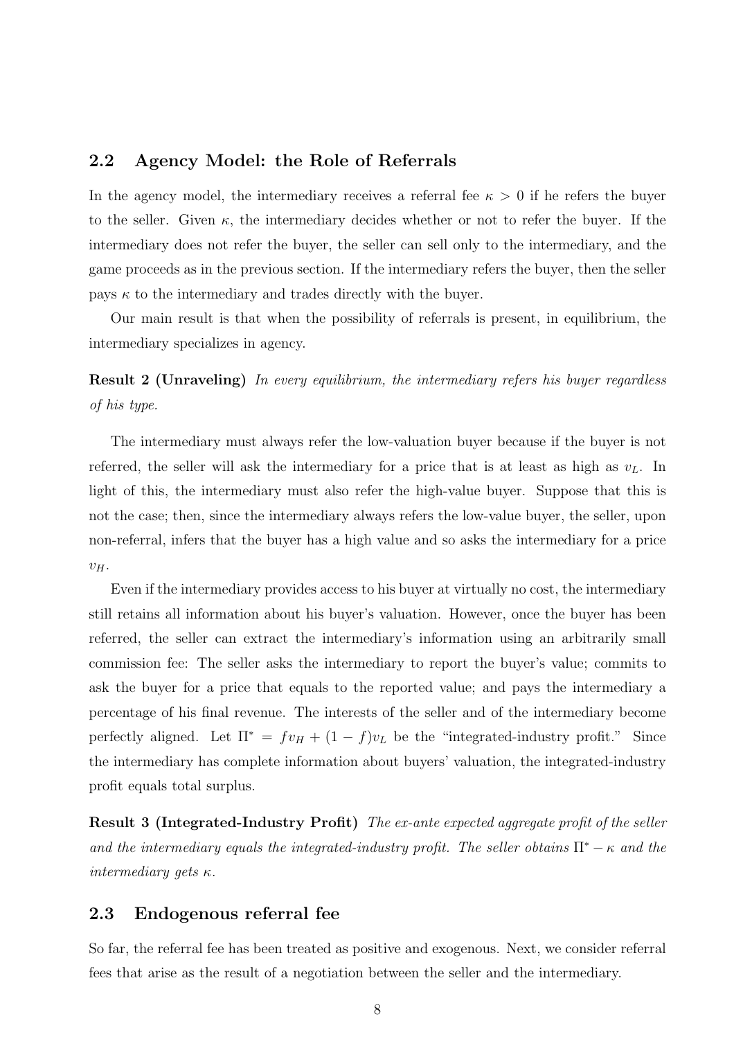## 2.2 Agency Model: the Role of Referrals

In the agency model, the intermediary receives a referral fee $\kappa > 0$ if he refers the buyer to the seller. Given $\kappa$, the intermediary decides whether or not to refer the buyer. If the intermediary does not refer the buyer, the seller can sell only to the intermediary, and the game proceeds as in the previous section. If the intermediary refers the buyer, then the seller pays $\kappa$ to the intermediary and trades directly with the buyer.

Our main result is that when the possibility of referrals is present, in equilibrium, the intermediary specializes in agency.

**Result 2 (Unraveling)** *In every equilibrium, the intermediary refers his buyer regardless of his type.*

The intermediary must always refer the low-valuation buyer because if the buyer is not referred, the seller will ask the intermediary for a price that is at least as high as $v_L$. In light of this, the intermediary must also refer the high-value buyer. Suppose that this is not the case; then, since the intermediary always refers the low-value buyer, the seller, upon non-referral, infers that the buyer has a high value and so asks the intermediary for a price $v_H$.

Even if the intermediary provides access to his buyer at virtually no cost, the intermediary still retains all information about his buyer's valuation. However, once the buyer has been referred, the seller can extract the intermediary's information using an arbitrarily small commission fee: The seller asks the intermediary to report the buyer's value; commits to ask the buyer for a price that equals to the reported value; and pays the intermediary a percentage of his final revenue. The interests of the seller and of the intermediary become perfectly aligned. Let $\Pi^* = fv_H + (1 - f)v_L$ be the "integrated-industry profit." Since the intermediary has complete information about buyers' valuation, the integrated-industry profit equals total surplus.

**Result 3 (Integrated-Industry Profit)** *The ex-ante expected aggregate profit of the seller and the intermediary equals the integrated-industry profit. The seller obtains $\Pi^* - \kappa$ and the intermediary gets $\kappa$.*

## 2.3 Endogenous referral fee

So far, the referral fee has been treated as positive and exogenous. Next, we consider referral fees that arise as the result of a negotiation between the seller and the intermediary.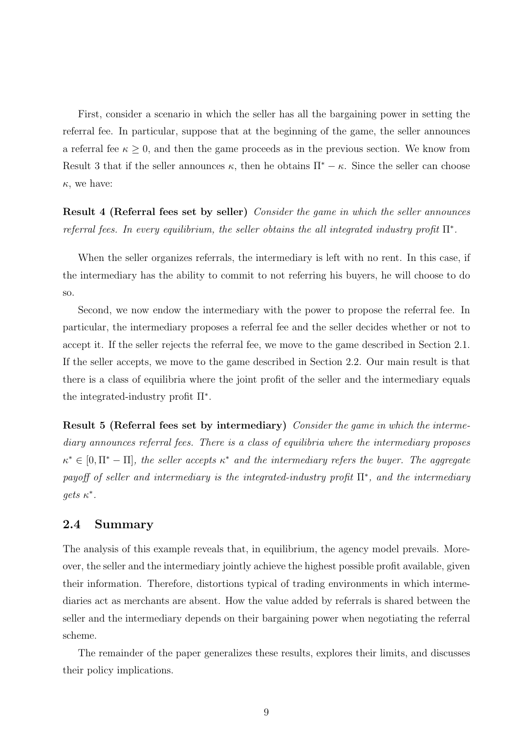First, consider a scenario in which the seller has all the bargaining power in setting the referral fee. In particular, suppose that at the beginning of the game, the seller announces a referral fee $\kappa \geq 0$, and then the game proceeds as in the previous section. We know from Result 3 that if the seller announces $\kappa$, then he obtains $\Pi^* - \kappa$. Since the seller can choose $\kappa$, we have:

**Result 4 (Referral fees set by seller)** *Consider the game in which the seller announces referral fees. In every equilibrium, the seller obtains the all integrated industry profit* $\Pi^*$.

When the seller organizes referrals, the intermediary is left with no rent. In this case, if the intermediary has the ability to commit to not referring his buyers, he will choose to do so.

Second, we now endow the intermediary with the power to propose the referral fee. In particular, the intermediary proposes a referral fee and the seller decides whether or not to accept it. If the seller rejects the referral fee, we move to the game described in Section 2.1. If the seller accepts, we move to the game described in Section 2.2. Our main result is that there is a class of equilibria where the joint profit of the seller and the intermediary equals the integrated-industry profit $\Pi^*$.

**Result 5 (Referral fees set by intermediary)** *Consider the game in which the intermediary announces referral fees. There is a class of equilibria where the intermediary proposes* $\kappa^* \in [0, \Pi^* - \Pi]$*, the seller accepts* $\kappa^*$ *and the intermediary refers the buyer. The aggregate payoff of seller and intermediary is the integrated-industry profit* $\Pi^*$*, and the intermediary gets* $\kappa^*$.

## 2.4 Summary

The analysis of this example reveals that, in equilibrium, the agency model prevails. Moreover, the seller and the intermediary jointly achieve the highest possible profit available, given their information. Therefore, distortions typical of trading environments in which intermediaries act as merchants are absent. How the value added by referrals is shared between the seller and the intermediary depends on their bargaining power when negotiating the referral scheme.

The remainder of the paper generalizes these results, explores their limits, and discusses their policy implications.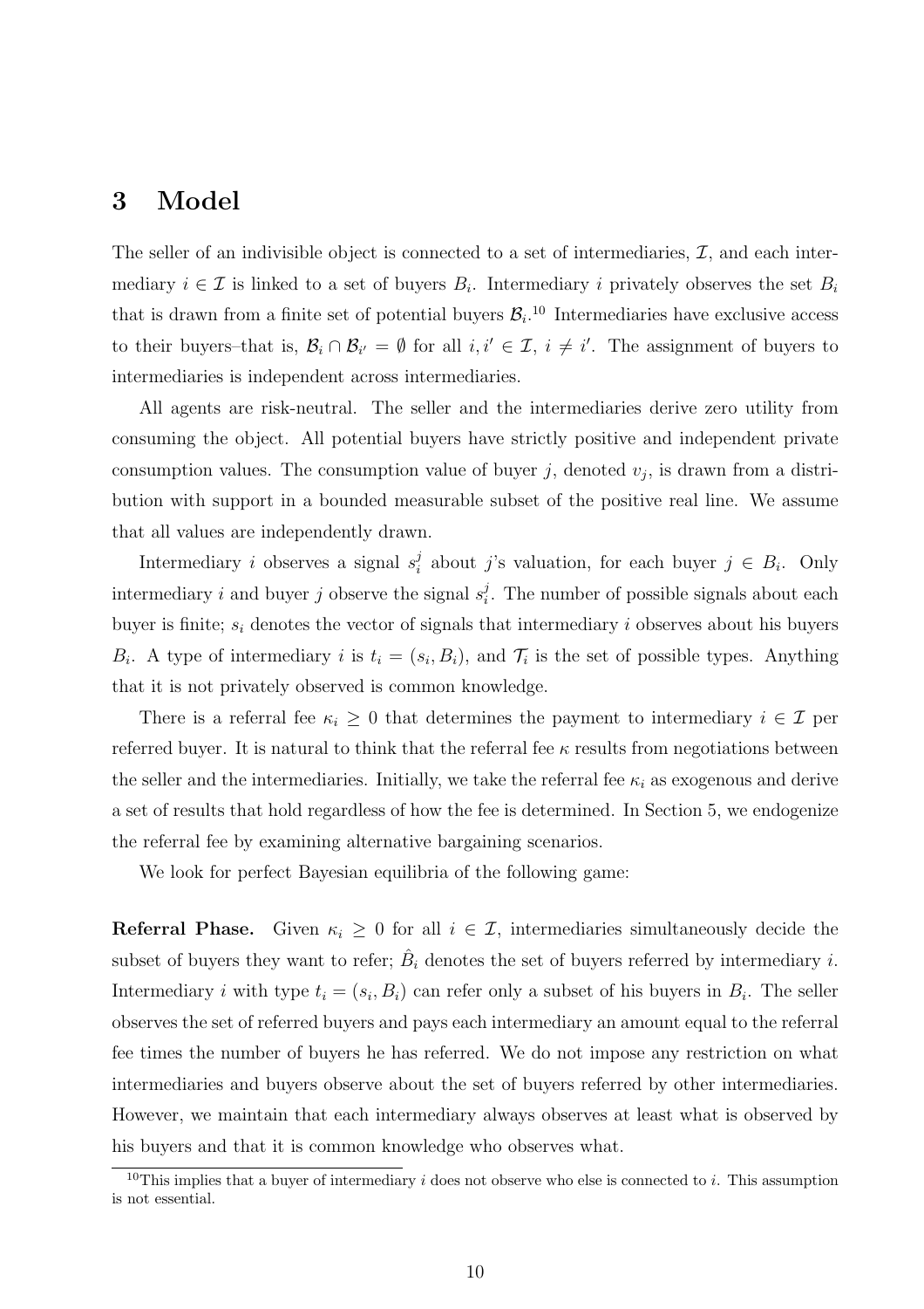# 3 Model

The seller of an indivisible object is connected to a set of intermediaries, $\mathcal{I}$, and each intermediary $i \in \mathcal{I}$ is linked to a set of buyers $B_i$. Intermediary $i$ privately observes the set $B_i$ that is drawn from a finite set of potential buyers $\mathcal{B}_i$.[10] Intermediaries have exclusive access to their buyers–that is, $\mathcal{B}_i \cap \mathcal{B}_{i'} = \emptyset$ for all $i, i' \in \mathcal{I}$, $i \neq i'$. The assignment of buyers to intermediaries is independent across intermediaries.

All agents are risk-neutral. The seller and the intermediaries derive zero utility from consuming the object. All potential buyers have strictly positive and independent private consumption values. The consumption value of buyer $j$, denoted $v_j$, is drawn from a distribution with support in a bounded measurable subset of the positive real line. We assume that all values are independently drawn.

Intermediary $i$ observes a signal $s_i^j$ about $j$'s valuation, for each buyer $j \in B_i$. Only intermediary $i$ and buyer $j$ observe the signal $s_i^j$. The number of possible signals about each buyer is finite; $s_i$ denotes the vector of signals that intermediary $i$ observes about his buyers $B_i$. A type of intermediary $i$ is $t_i = (s_i, B_i)$, and $\mathcal{T}_i$ is the set of possible types. Anything that it is not privately observed is common knowledge.

There is a referral fee $\kappa_i \geq 0$ that determines the payment to intermediary $i \in \mathcal{I}$ per referred buyer. It is natural to think that the referral fee $\kappa$ results from negotiations between the seller and the intermediaries. Initially, we take the referral fee $\kappa_i$ as exogenous and derive a set of results that hold regardless of how the fee is determined. In Section 5, we endogenize the referral fee by examining alternative bargaining scenarios.

We look for perfect Bayesian equilibria of the following game:

**Referral Phase.** Given $\kappa_i \geq 0$ for all $i \in \mathcal{I}$, intermediaries simultaneously decide the subset of buyers they want to refer; $\hat{B}_i$ denotes the set of buyers referred by intermediary $i$. Intermediary $i$ with type $t_i = (s_i, B_i)$ can refer only a subset of his buyers in $B_i$. The seller observes the set of referred buyers and pays each intermediary an amount equal to the referral fee times the number of buyers he has referred. We do not impose any restriction on what intermediaries and buyers observe about the set of buyers referred by other intermediaries. However, we maintain that each intermediary always observes at least what is observed by his buyers and that it is common knowledge who observes what.

[10] This implies that a buyer of intermediary $i$ does not observe who else is connected to $i$. This assumption is not essential.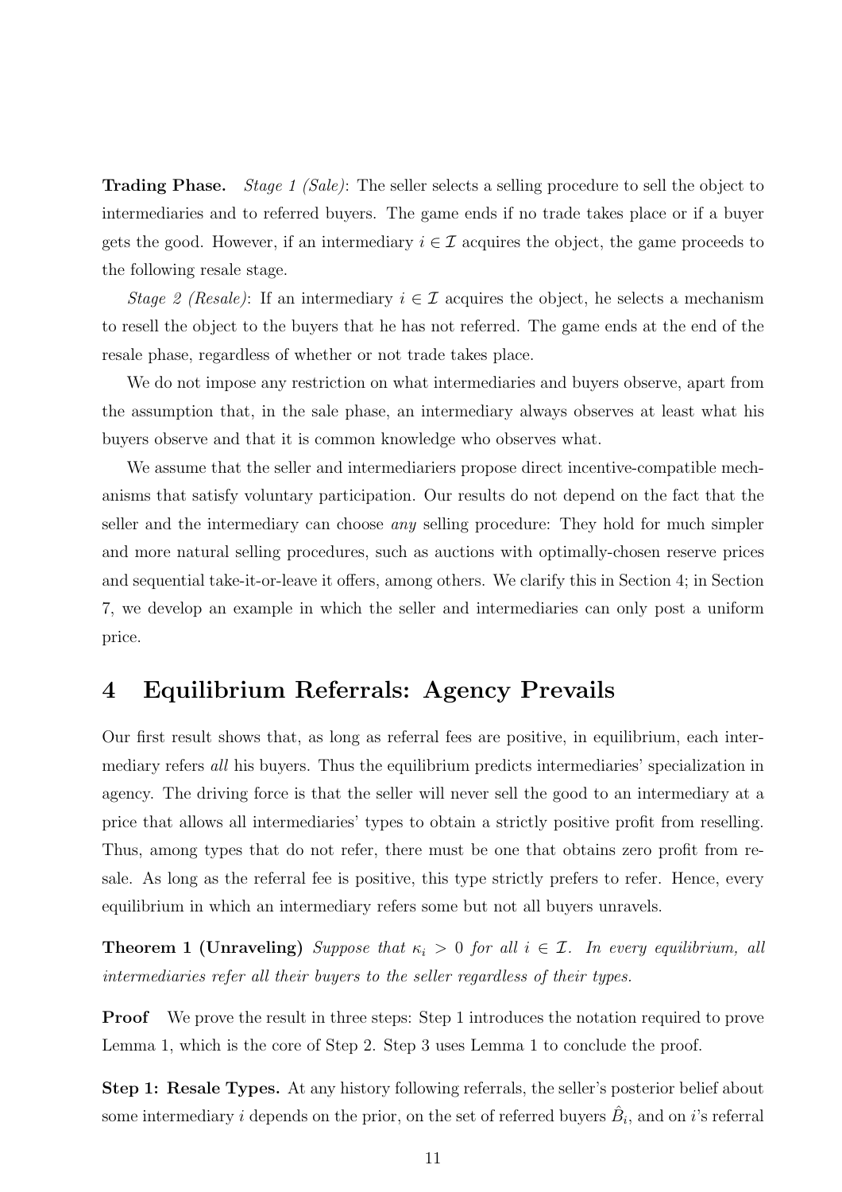**Trading Phase.** *Stage 1 (Sale)*: The seller selects a selling procedure to sell the object to intermediaries and to referred buyers. The game ends if no trade takes place or if a buyer gets the good. However, if an intermediary $i \in \mathcal{I}$ acquires the object, the game proceeds to the following resale stage.

*Stage 2 (Resale)*: If an intermediary $i \in \mathcal{I}$ acquires the object, he selects a mechanism to resell the object to the buyers that he has not referred. The game ends at the end of the resale phase, regardless of whether or not trade takes place.

We do not impose any restriction on what intermediaries and buyers observe, apart from the assumption that, in the sale phase, an intermediary always observes at least what his buyers observe and that it is common knowledge who observes what.

We assume that the seller and intermediariers propose direct incentive-compatible mechanisms that satisfy voluntary participation. Our results do not depend on the fact that the seller and the intermediary can choose *any* selling procedure: They hold for much simpler and more natural selling procedures, such as auctions with optimally-chosen reserve prices and sequential take-it-or-leave it offers, among others. We clarify this in Section 4; in Section 7, we develop an example in which the seller and intermediaries can only post a uniform price.

# 4 Equilibrium Referrals: Agency Prevails

Our first result shows that, as long as referral fees are positive, in equilibrium, each intermediary refers *all* his buyers. Thus the equilibrium predicts intermediaries' specialization in agency. The driving force is that the seller will never sell the good to an intermediary at a price that allows all intermediaries' types to obtain a strictly positive profit from reselling. Thus, among types that do not refer, there must be one that obtains zero profit from resale. As long as the referral fee is positive, this type strictly prefers to refer. Hence, every equilibrium in which an intermediary refers some but not all buyers unravels.

**Theorem 1 (Unraveling)** *Suppose that $\kappa_i > 0$ for all $i \in \mathcal{I}$. In every equilibrium, all intermediaries refer all their buyers to the seller regardless of their types.*

**Proof** We prove the result in three steps: Step 1 introduces the notation required to prove Lemma 1, which is the core of Step 2. Step 3 uses Lemma 1 to conclude the proof.

**Step 1: Resale Types.** At any history following referrals, the seller's posterior belief about some intermediary $i$ depends on the prior, on the set of referred buyers $\hat{B}_i$, and on $i$'s referral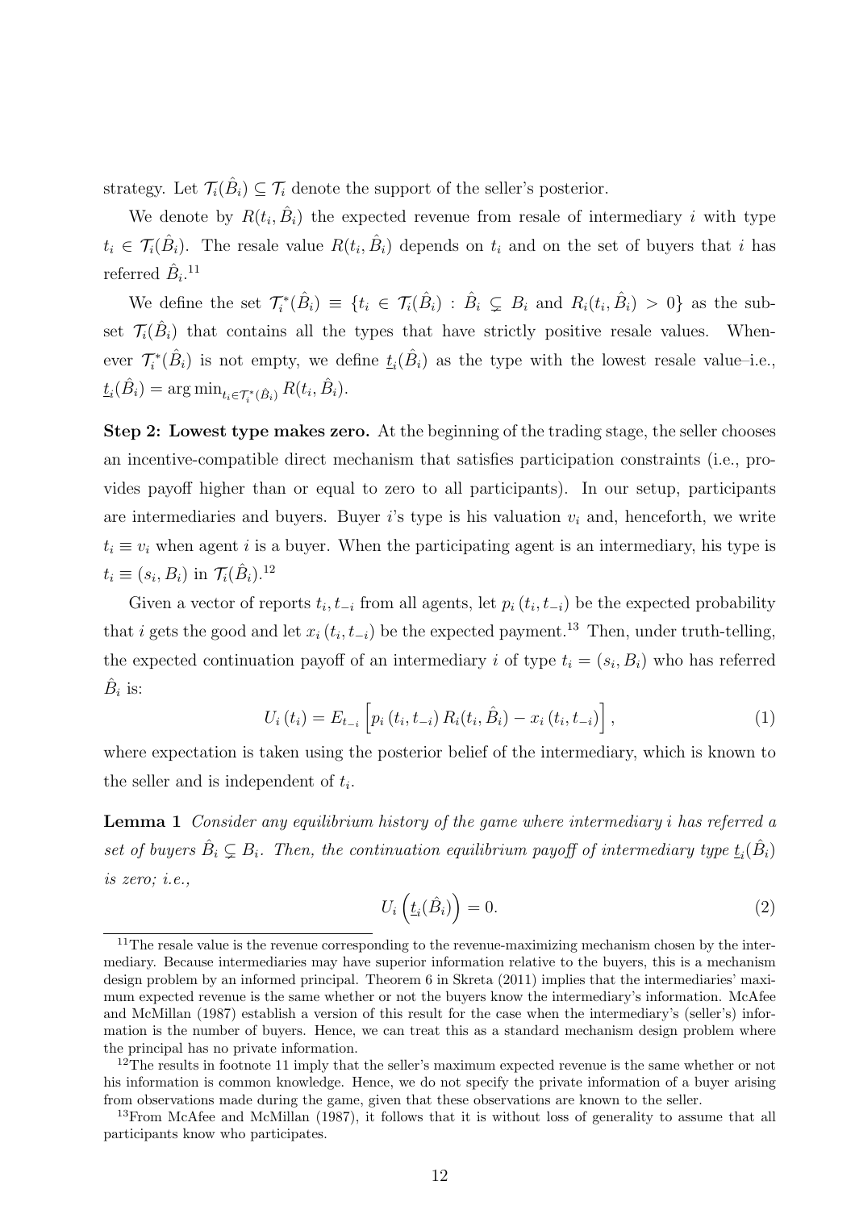strategy. Let $\mathcal{T}_i(\hat{B}_i) \subseteq \mathcal{T}_i$ denote the support of the seller's posterior.

We denote by $R(t_i, \hat{B}_i)$ the expected revenue from resale of intermediary $i$ with type $t_i \in \mathcal{T}_i(\hat{B}_i)$. The resale value $R(t_i, \hat{B}_i)$ depends on $t_i$ and on the set of buyers that $i$ has referred $\hat{B}_i$.[11]

We define the set $\mathcal{T}_i^*(\hat{B}_i) \equiv \{t_i \in \mathcal{T}_i(\hat{B}_i) : \hat{B}_i \subsetneq B_i \text{ and } R_i(t_i, \hat{B}_i) > 0\}$ as the subset $\mathcal{T}_i(\hat{B}_i)$ that contains all the types that have strictly positive resale values. Whenever $\mathcal{T}_i^*(\hat{B}_i)$ is not empty, we define $\underline{t}_i(\hat{B}_i)$ as the type with the lowest resale value–i.e., $\underline{t}_i(\hat{B}_i) = \arg\min_{t_i \in \mathcal{T}_i^*(\hat{B}_i)} R(t_i, \hat{B}_i)$.

**Step 2: Lowest type makes zero.** At the beginning of the trading stage, the seller chooses an incentive-compatible direct mechanism that satisfies participation constraints (i.e., provides payoff higher than or equal to zero to all participants). In our setup, participants are intermediaries and buyers. Buyer $i$'s type is his valuation $v_i$ and, henceforth, we write $t_i \equiv v_i$ when agent $i$ is a buyer. When the participating agent is an intermediary, his type is $t_i \equiv (s_i, B_i)$ in $\mathcal{T}_i(\hat{B}_i)$.[12]

Given a vector of reports $t_i, t_{-i}$ from all agents, let $p_i(t_i, t_{-i})$ be the expected probability that $i$ gets the good and let $x_i(t_i, t_{-i})$ be the expected payment.[13] Then, under truth-telling, the expected continuation payoff of an intermediary $i$ of type $t_i = (s_i, B_i)$ who has referred $\hat{B}_i$ is:

$$U_i(t_i) = E_{t_{-i}}\left[p_i(t_i, t_{-i}) R_i(t_i, \hat{B}_i) - x_i(t_i, t_{-i})\right], \tag{1}$$

where expectation is taken using the posterior belief of the intermediary, which is known to the seller and is independent of $t_i$.

**Lemma 1** *Consider any equilibrium history of the game where intermediary $i$ has referred a set of buyers $\hat{B}_i \subsetneq B_i$. Then, the continuation equilibrium payoff of intermediary type $\underline{t}_i(\hat{B}_i)$ is zero; i.e.,*

$$U_i\left(\underline{t}_i(\hat{B}_i)\right) = 0. \tag{2}$$

---

[11] The resale value is the revenue corresponding to the revenue-maximizing mechanism chosen by the intermediary. Because intermediaries may have superior information relative to the buyers, this is a mechanism design problem by an informed principal. Theorem 6 in Skreta (2011) implies that the intermediaries' maximum expected revenue is the same whether or not the buyers know the intermediary's information. McAfee and McMillan (1987) establish a version of this result for the case when the intermediary's (seller's) information is the number of buyers. Hence, we can treat this as a standard mechanism design problem where the principal has no private information.

[12] The results in footnote 11 imply that the seller's maximum expected revenue is the same whether or not his information is common knowledge. Hence, we do not specify the private information of a buyer arising from observations made during the game, given that these observations are known to the seller.

[13] From McAfee and McMillan (1987), it follows that it is without loss of generality to assume that all participants know who participates.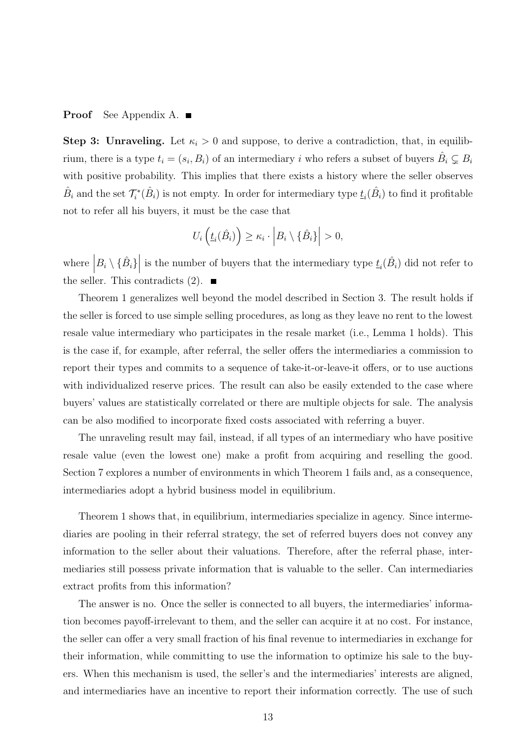**Proof** See Appendix A. ■

**Step 3: Unraveling.** Let $\kappa_i > 0$ and suppose, to derive a contradiction, that, in equilibrium, there is a type $t_i = (s_i, B_i)$ of an intermediary $i$ who refers a subset of buyers $\hat{B}_i \subsetneq B_i$ with positive probability. This implies that there exists a history where the seller observes $\hat{B}_i$ and the set $\mathcal{T}_i^*(\hat{B}_i)$ is not empty. In order for intermediary type $\underline{t}_i(\hat{B}_i)$ to find it profitable not to refer all his buyers, it must be the case that

$$U_i\left(\underline{t}_i(\hat{B}_i)\right) \geq \kappa_i \cdot \left|B_i \setminus \{\hat{B}_i\}\right| > 0,$$

where $\left|B_i \setminus \{\hat{B}_i\}\right|$ is the number of buyers that the intermediary type $\underline{t}_i(\hat{B}_i)$ did not refer to the seller. This contradicts (2). ■

Theorem 1 generalizes well beyond the model described in Section 3. The result holds if the seller is forced to use simple selling procedures, as long as they leave no rent to the lowest resale value intermediary who participates in the resale market (i.e., Lemma 1 holds). This is the case if, for example, after referral, the seller offers the intermediaries a commission to report their types and commits to a sequence of take-it-or-leave-it offers, or to use auctions with individualized reserve prices. The result can also be easily extended to the case where buyers' values are statistically correlated or there are multiple objects for sale. The analysis can be also modified to incorporate fixed costs associated with referring a buyer.

The unraveling result may fail, instead, if all types of an intermediary who have positive resale value (even the lowest one) make a profit from acquiring and reselling the good. Section 7 explores a number of environments in which Theorem 1 fails and, as a consequence, intermediaries adopt a hybrid business model in equilibrium.

Theorem 1 shows that, in equilibrium, intermediaries specialize in agency. Since intermediaries are pooling in their referral strategy, the set of referred buyers does not convey any information to the seller about their valuations. Therefore, after the referral phase, intermediaries still possess private information that is valuable to the seller. Can intermediaries extract profits from this information?

The answer is no. Once the seller is connected to all buyers, the intermediaries' information becomes payoff-irrelevant to them, and the seller can acquire it at no cost. For instance, the seller can offer a very small fraction of his final revenue to intermediaries in exchange for their information, while committing to use the information to optimize his sale to the buyers. When this mechanism is used, the seller's and the intermediaries' interests are aligned, and intermediaries have an incentive to report their information correctly. The use of such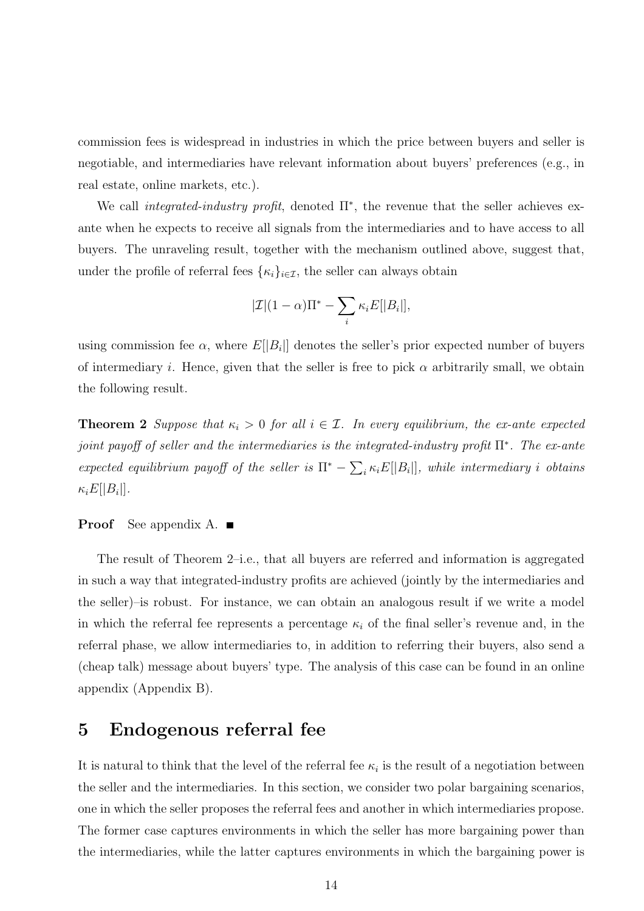commission fees is widespread in industries in which the price between buyers and seller is negotiable, and intermediaries have relevant information about buyers' preferences (e.g., in real estate, online markets, etc.).

We call *integrated-industry profit*, denoted $\Pi^*$, the revenue that the seller achieves ex-ante when he expects to receive all signals from the intermediaries and to have access to all buyers. The unraveling result, together with the mechanism outlined above, suggest that, under the profile of referral fees $\{\kappa_i\}_{i\in\mathcal{I}}$, the seller can always obtain

$$|\mathcal{I}|(1-\alpha)\Pi^* - \sum_i \kappa_i E[|B_i|],$$

using commission fee $\alpha$, where $E[|B_i|]$ denotes the seller's prior expected number of buyers of intermediary $i$. Hence, given that the seller is free to pick $\alpha$ arbitrarily small, we obtain the following result.

**Theorem 2** *Suppose that $\kappa_i > 0$ for all $i \in \mathcal{I}$. In every equilibrium, the ex-ante expected joint payoff of seller and the intermediaries is the integrated-industry profit $\Pi^*$. The ex-ante expected equilibrium payoff of the seller is $\Pi^* - \sum_i \kappa_i E[|B_i|]$, while intermediary $i$ obtains $\kappa_i E[|B_i|]$.*

**Proof** See appendix A. ■

The result of Theorem 2–i.e., that all buyers are referred and information is aggregated in such a way that integrated-industry profits are achieved (jointly by the intermediaries and the seller)–is robust. For instance, we can obtain an analogous result if we write a model in which the referral fee represents a percentage $\kappa_i$ of the final seller's revenue and, in the referral phase, we allow intermediaries to, in addition to referring their buyers, also send a (cheap talk) message about buyers' type. The analysis of this case can be found in an online appendix (Appendix B).

# 5 Endogenous referral fee

It is natural to think that the level of the referral fee $\kappa_i$ is the result of a negotiation between the seller and the intermediaries. In this section, we consider two polar bargaining scenarios, one in which the seller proposes the referral fees and another in which intermediaries propose. The former case captures environments in which the seller has more bargaining power than the intermediaries, while the latter captures environments in which the bargaining power is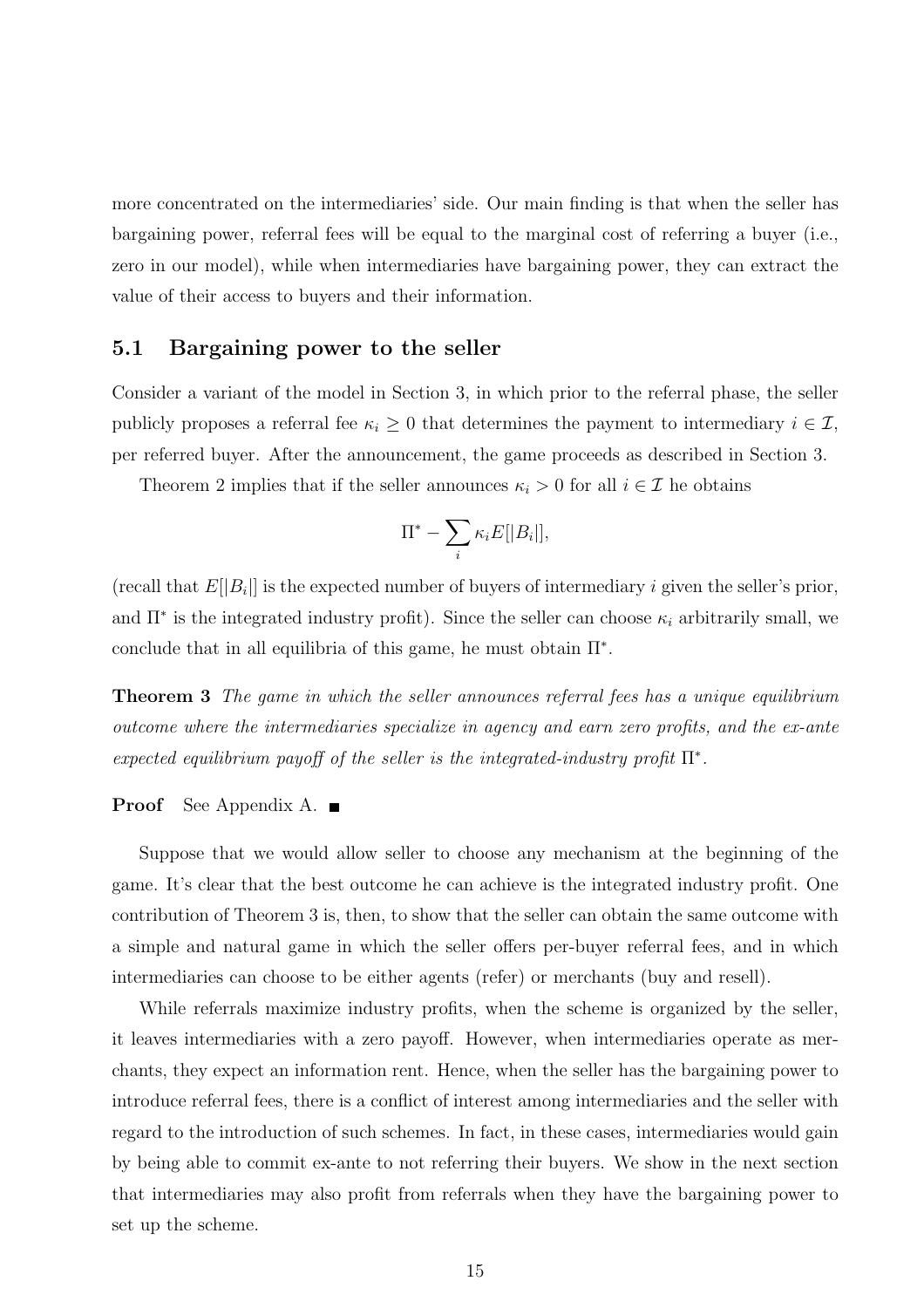more concentrated on the intermediaries' side. Our main finding is that when the seller has bargaining power, referral fees will be equal to the marginal cost of referring a buyer (i.e., zero in our model), while when intermediaries have bargaining power, they can extract the value of their access to buyers and their information.

## 5.1 Bargaining power to the seller

Consider a variant of the model in Section 3, in which prior to the referral phase, the seller publicly proposes a referral fee $\kappa_i \geq 0$ that determines the payment to intermediary $i \in \mathcal{I}$, per referred buyer. After the announcement, the game proceeds as described in Section 3.

Theorem 2 implies that if the seller announces $\kappa_i > 0$ for all $i \in \mathcal{I}$ he obtains

$$\Pi^* - \sum_i \kappa_i E[|B_i|],$$

(recall that $E[|B_i|]$ is the expected number of buyers of intermediary $i$ given the seller's prior, and $\Pi^*$ is the integrated industry profit). Since the seller can choose $\kappa_i$ arbitrarily small, we conclude that in all equilibria of this game, he must obtain $\Pi^*$.

**Theorem 3** *The game in which the seller announces referral fees has a unique equilibrium outcome where the intermediaries specialize in agency and earn zero profits, and the ex-ante expected equilibrium payoff of the seller is the integrated-industry profit* $\Pi^*$.

**Proof** See Appendix A. ■

Suppose that we would allow seller to choose any mechanism at the beginning of the game. It's clear that the best outcome he can achieve is the integrated industry profit. One contribution of Theorem 3 is, then, to show that the seller can obtain the same outcome with a simple and natural game in which the seller offers per-buyer referral fees, and in which intermediaries can choose to be either agents (refer) or merchants (buy and resell).

While referrals maximize industry profits, when the scheme is organized by the seller, it leaves intermediaries with a zero payoff. However, when intermediaries operate as merchants, they expect an information rent. Hence, when the seller has the bargaining power to introduce referral fees, there is a conflict of interest among intermediaries and the seller with regard to the introduction of such schemes. In fact, in these cases, intermediaries would gain by being able to commit ex-ante to not referring their buyers. We show in the next section that intermediaries may also profit from referrals when they have the bargaining power to set up the scheme.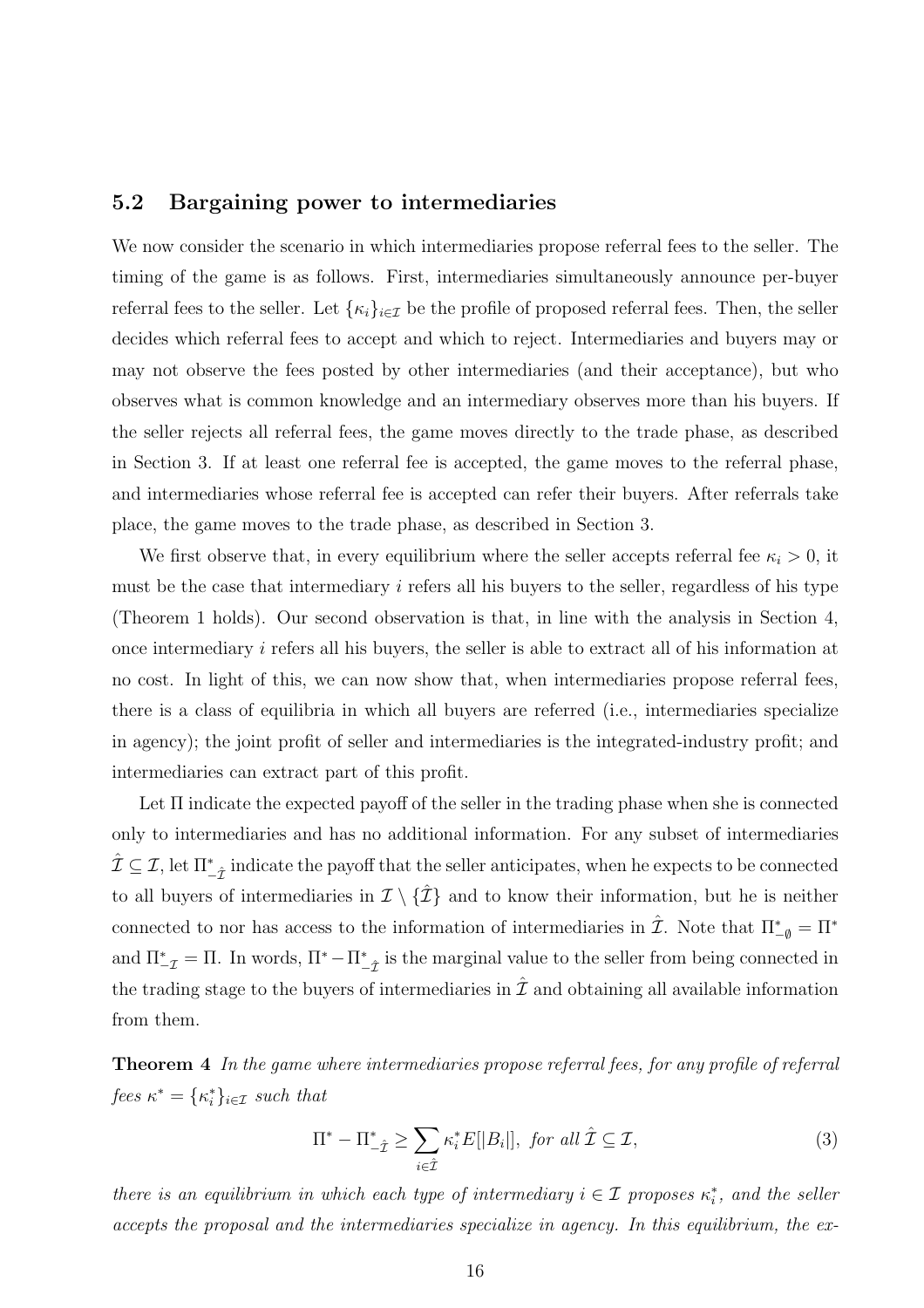### 5.2 Bargaining power to intermediaries

We now consider the scenario in which intermediaries propose referral fees to the seller. The timing of the game is as follows. First, intermediaries simultaneously announce per-buyer referral fees to the seller. Let $\{\kappa_i\}_{i\in\mathcal{I}}$ be the profile of proposed referral fees. Then, the seller decides which referral fees to accept and which to reject. Intermediaries and buyers may or may not observe the fees posted by other intermediaries (and their acceptance), but who observes what is common knowledge and an intermediary observes more than his buyers. If the seller rejects all referral fees, the game moves directly to the trade phase, as described in Section 3. If at least one referral fee is accepted, the game moves to the referral phase, and intermediaries whose referral fee is accepted can refer their buyers. After referrals take place, the game moves to the trade phase, as described in Section 3.

We first observe that, in every equilibrium where the seller accepts referral fee $\kappa_i > 0$, it must be the case that intermediary $i$ refers all his buyers to the seller, regardless of his type (Theorem 1 holds). Our second observation is that, in line with the analysis in Section 4, once intermediary $i$ refers all his buyers, the seller is able to extract all of his information at no cost. In light of this, we can now show that, when intermediaries propose referral fees, there is a class of equilibria in which all buyers are referred (i.e., intermediaries specialize in agency); the joint profit of seller and intermediaries is the integrated-industry profit; and intermediaries can extract part of this profit.

Let $\Pi$ indicate the expected payoff of the seller in the trading phase when she is connected only to intermediaries and has no additional information. For any subset of intermediaries $\hat{\mathcal{I}} \subseteq \mathcal{I}$, let $\Pi^*_{-\hat{\mathcal{I}}}$ indicate the payoff that the seller anticipates, when he expects to be connected to all buyers of intermediaries in $\mathcal{I} \setminus \{\hat{\mathcal{I}}\}$ and to know their information, but he is neither connected to nor has access to the information of intermediaries in $\hat{\mathcal{I}}$. Note that $\Pi^*_{-\emptyset} = \Pi^*$ and $\Pi^*_{-\mathcal{I}} = \Pi$. In words, $\Pi^* - \Pi^*_{-\hat{\mathcal{I}}}$ is the marginal value to the seller from being connected in the trading stage to the buyers of intermediaries in $\hat{\mathcal{I}}$ and obtaining all available information from them.

**Theorem 4** *In the game where intermediaries propose referral fees, for any profile of referral fees $\kappa^* = \{\kappa_i^*\}_{i\in\mathcal{I}}$ such that*

$$\Pi^* - \Pi^*_{-\hat{\mathcal{I}}} \geq \sum_{i\in\hat{\mathcal{I}}} \kappa_i^* E[|B_i|], \text{ for all } \hat{\mathcal{I}} \subseteq \mathcal{I}, \tag{3}$$

*there is an equilibrium in which each type of intermediary $i \in \mathcal{I}$ proposes $\kappa_i^*$, and the seller accepts the proposal and the intermediaries specialize in agency. In this equilibrium, the ex-*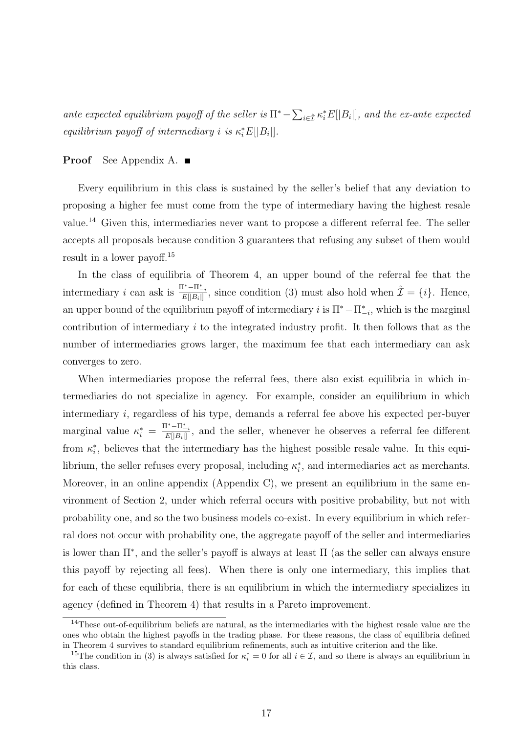*ante expected equilibrium payoff of the seller is $\Pi^* - \sum_{i\in\hat{\mathcal{I}}} \kappa_i^* E[|B_i|]$, and the ex-ante expected equilibrium payoff of intermediary $i$ is $\kappa_i^* E[|B_i|]$.*

**Proof** See Appendix A. ■

Every equilibrium in this class is sustained by the seller's belief that any deviation to proposing a higher fee must come from the type of intermediary having the highest resale value.[14] Given this, intermediaries never want to propose a different referral fee. The seller accepts all proposals because condition 3 guarantees that refusing any subset of them would result in a lower payoff.[15]

In the class of equilibria of Theorem 4, an upper bound of the referral fee that the intermediary $i$ can ask is $\frac{\Pi^* - \Pi^*_{-i}}{E[|B_i|]}$, since condition (3) must also hold when $\hat{\mathcal{I}} = \{i\}$. Hence, an upper bound of the equilibrium payoff of intermediary $i$ is $\Pi^* - \Pi^*_{-i}$, which is the marginal contribution of intermediary $i$ to the integrated industry profit. It then follows that as the number of intermediaries grows larger, the maximum fee that each intermediary can ask converges to zero.

When intermediaries propose the referral fees, there also exist equilibria in which intermediaries do not specialize in agency. For example, consider an equilibrium in which intermediary $i$, regardless of his type, demands a referral fee above his expected per-buyer marginal value $\kappa_i^* = \frac{\Pi^* - \Pi^*_{-i}}{E[|B_i|]}$, and the seller, whenever he observes a referral fee different from $\kappa_i^*$, believes that the intermediary has the highest possible resale value. In this equilibrium, the seller refuses every proposal, including $\kappa_i^*$, and intermediaries act as merchants. Moreover, in an online appendix (Appendix C), we present an equilibrium in the same environment of Section 2, under which referral occurs with positive probability, but not with probability one, and so the two business models co-exist. In every equilibrium in which referral does not occur with probability one, the aggregate payoff of the seller and intermediaries is lower than $\Pi^*$, and the seller's payoff is always at least $\Pi$ (as the seller can always ensure this payoff by rejecting all fees). When there is only one intermediary, this implies that for each of these equilibria, there is an equilibrium in which the intermediary specializes in agency (defined in Theorem 4) that results in a Pareto improvement.

[14] These out-of-equilibrium beliefs are natural, as the intermediaries with the highest resale value are the ones who obtain the highest payoffs in the trading phase. For these reasons, the class of equilibria defined in Theorem 4 survives to standard equilibrium refinements, such as intuitive criterion and the like.

[15] The condition in (3) is always satisfied for $\kappa_i^* = 0$ for all $i \in \mathcal{I}$, and so there is always an equilibrium in this class.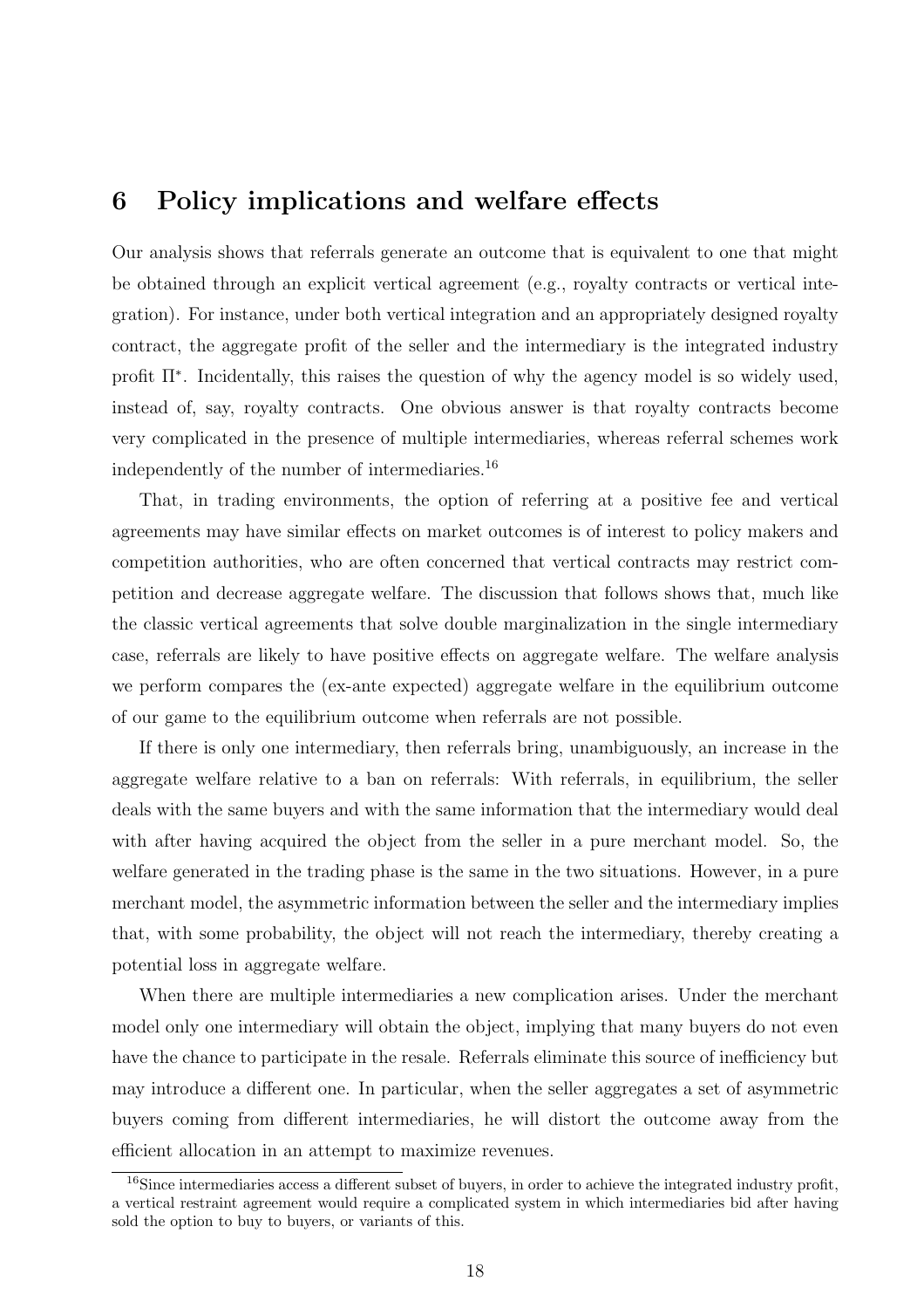# 6 Policy implications and welfare effects

Our analysis shows that referrals generate an outcome that is equivalent to one that might be obtained through an explicit vertical agreement (e.g., royalty contracts or vertical integration). For instance, under both vertical integration and an appropriately designed royalty contract, the aggregate profit of the seller and the intermediary is the integrated industry profit $\Pi^*$. Incidentally, this raises the question of why the agency model is so widely used, instead of, say, royalty contracts. One obvious answer is that royalty contracts become very complicated in the presence of multiple intermediaries, whereas referral schemes work independently of the number of intermediaries.[16]

That, in trading environments, the option of referring at a positive fee and vertical agreements may have similar effects on market outcomes is of interest to policy makers and competition authorities, who are often concerned that vertical contracts may restrict competition and decrease aggregate welfare. The discussion that follows shows that, much like the classic vertical agreements that solve double marginalization in the single intermediary case, referrals are likely to have positive effects on aggregate welfare. The welfare analysis we perform compares the (ex-ante expected) aggregate welfare in the equilibrium outcome of our game to the equilibrium outcome when referrals are not possible.

If there is only one intermediary, then referrals bring, unambiguously, an increase in the aggregate welfare relative to a ban on referrals: With referrals, in equilibrium, the seller deals with the same buyers and with the same information that the intermediary would deal with after having acquired the object from the seller in a pure merchant model. So, the welfare generated in the trading phase is the same in the two situations. However, in a pure merchant model, the asymmetric information between the seller and the intermediary implies that, with some probability, the object will not reach the intermediary, thereby creating a potential loss in aggregate welfare.

When there are multiple intermediaries a new complication arises. Under the merchant model only one intermediary will obtain the object, implying that many buyers do not even have the chance to participate in the resale. Referrals eliminate this source of inefficiency but may introduce a different one. In particular, when the seller aggregates a set of asymmetric buyers coming from different intermediaries, he will distort the outcome away from the efficient allocation in an attempt to maximize revenues.

[16] Since intermediaries access a different subset of buyers, in order to achieve the integrated industry profit, a vertical restraint agreement would require a complicated system in which intermediaries bid after having sold the option to buy to buyers, or variants of this.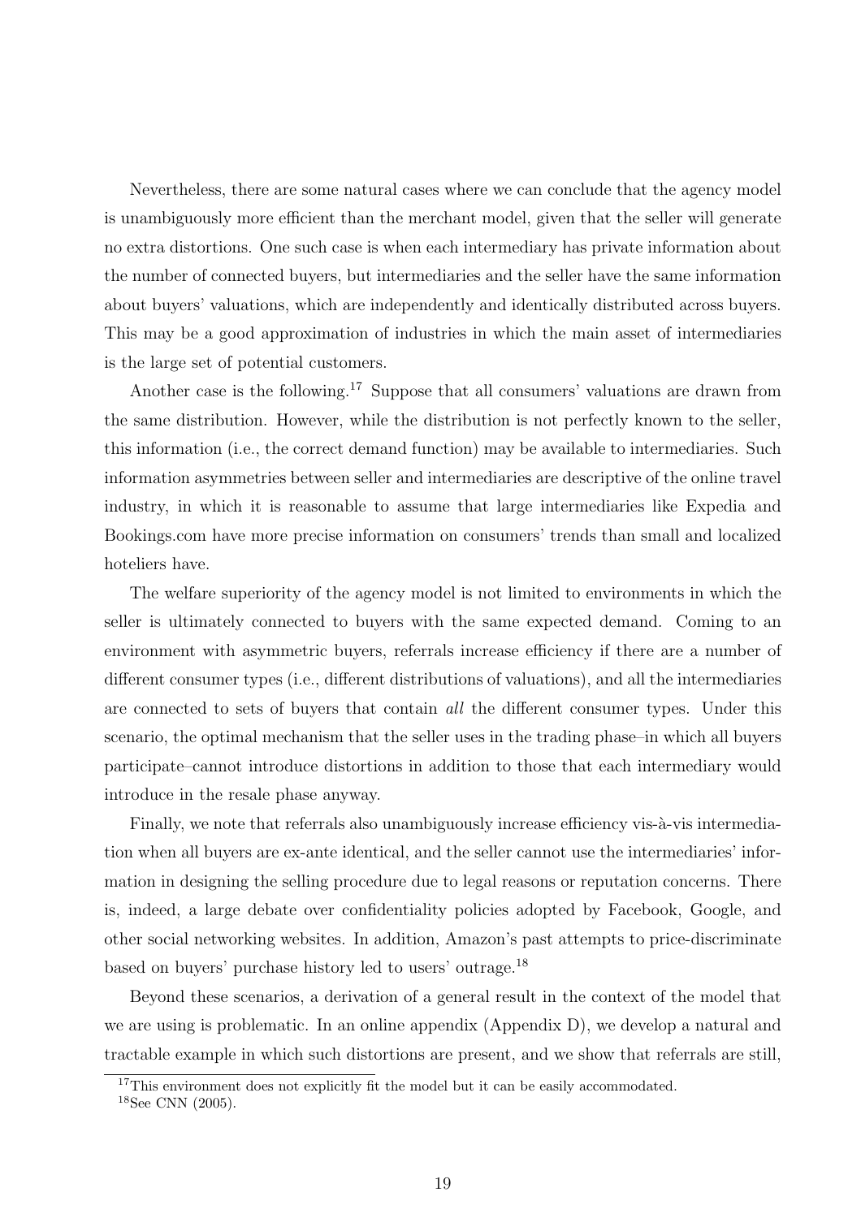Nevertheless, there are some natural cases where we can conclude that the agency model is unambiguously more efficient than the merchant model, given that the seller will generate no extra distortions. One such case is when each intermediary has private information about the number of connected buyers, but intermediaries and the seller have the same information about buyers' valuations, which are independently and identically distributed across buyers. This may be a good approximation of industries in which the main asset of intermediaries is the large set of potential customers.

Another case is the following.[17] Suppose that all consumers' valuations are drawn from the same distribution. However, while the distribution is not perfectly known to the seller, this information (i.e., the correct demand function) may be available to intermediaries. Such information asymmetries between seller and intermediaries are descriptive of the online travel industry, in which it is reasonable to assume that large intermediaries like Expedia and Bookings.com have more precise information on consumers' trends than small and localized hoteliers have.

The welfare superiority of the agency model is not limited to environments in which the seller is ultimately connected to buyers with the same expected demand. Coming to an environment with asymmetric buyers, referrals increase efficiency if there are a number of different consumer types (i.e., different distributions of valuations), and all the intermediaries are connected to sets of buyers that contain *all* the different consumer types. Under this scenario, the optimal mechanism that the seller uses in the trading phase–in which all buyers participate–cannot introduce distortions in addition to those that each intermediary would introduce in the resale phase anyway.

Finally, we note that referrals also unambiguously increase efficiency vis-à-vis intermediation when all buyers are ex-ante identical, and the seller cannot use the intermediaries' information in designing the selling procedure due to legal reasons or reputation concerns. There is, indeed, a large debate over confidentiality policies adopted by Facebook, Google, and other social networking websites. In addition, Amazon's past attempts to price-discriminate based on buyers' purchase history led to users' outrage.[18]

Beyond these scenarios, a derivation of a general result in the context of the model that we are using is problematic. In an online appendix (Appendix D), we develop a natural and tractable example in which such distortions are present, and we show that referrals are still,

[17] This environment does not explicitly fit the model but it can be easily accommodated.

[18] See CNN (2005).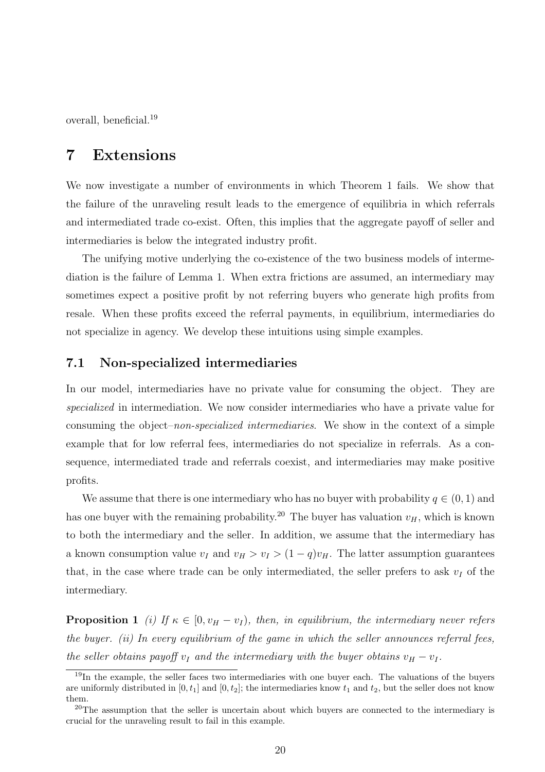overall, beneficial.[19]

## 7 Extensions

We now investigate a number of environments in which Theorem 1 fails. We show that the failure of the unraveling result leads to the emergence of equilibria in which referrals and intermediated trade co-exist. Often, this implies that the aggregate payoff of seller and intermediaries is below the integrated industry profit.

The unifying motive underlying the co-existence of the two business models of intermediation is the failure of Lemma 1. When extra frictions are assumed, an intermediary may sometimes expect a positive profit by not referring buyers who generate high profits from resale. When these profits exceed the referral payments, in equilibrium, intermediaries do not specialize in agency. We develop these intuitions using simple examples.

### 7.1 Non-specialized intermediaries

In our model, intermediaries have no private value for consuming the object. They are *specialized* in intermediation. We now consider intermediaries who have a private value for consuming the object–*non-specialized intermediaries*. We show in the context of a simple example that for low referral fees, intermediaries do not specialize in referrals. As a consequence, intermediated trade and referrals coexist, and intermediaries may make positive profits.

We assume that there is one intermediary who has no buyer with probability $q \in (0, 1)$ and has one buyer with the remaining probability.[20] The buyer has valuation $v_H$, which is known to both the intermediary and the seller. In addition, we assume that the intermediary has a known consumption value $v_I$ and $v_H > v_I > (1 - q)v_H$. The latter assumption guarantees that, in the case where trade can be only intermediated, the seller prefers to ask $v_I$ of the intermediary.

**Proposition 1** *(i) If $\kappa \in [0, v_H - v_I)$, then, in equilibrium, the intermediary never refers the buyer. (ii) In every equilibrium of the game in which the seller announces referral fees, the seller obtains payoff $v_I$ and the intermediary with the buyer obtains $v_H - v_I$.*

[19] In the example, the seller faces two intermediaries with one buyer each. The valuations of the buyers are uniformly distributed in $[0, t_1]$ and $[0, t_2]$; the intermediaries know $t_1$ and $t_2$, but the seller does not know them.

[20] The assumption that the seller is uncertain about which buyers are connected to the intermediary is crucial for the unraveling result to fail in this example.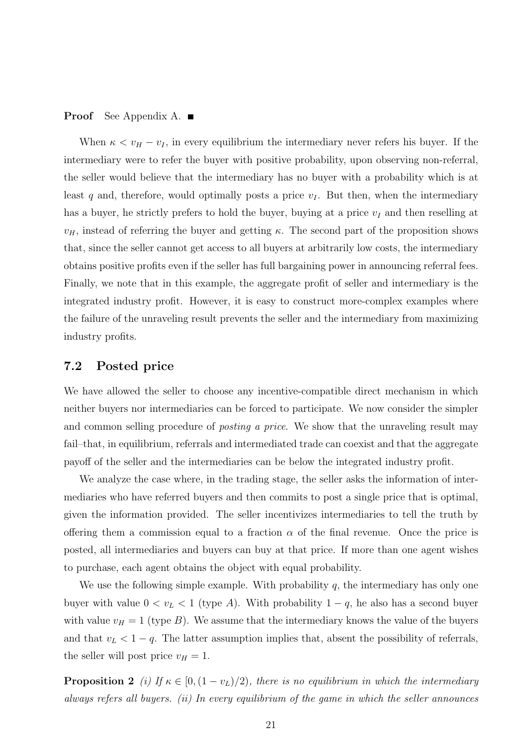**Proof** See Appendix A. ■

When $\kappa < v_H - v_I$, in every equilibrium the intermediary never refers his buyer. If the intermediary were to refer the buyer with positive probability, upon observing non-referral, the seller would believe that the intermediary has no buyer with a probability which is at least $q$ and, therefore, would optimally posts a price $v_I$. But then, when the intermediary has a buyer, he strictly prefers to hold the buyer, buying at a price $v_I$ and then reselling at $v_H$, instead of referring the buyer and getting $\kappa$. The second part of the proposition shows that, since the seller cannot get access to all buyers at arbitrarily low costs, the intermediary obtains positive profits even if the seller has full bargaining power in announcing referral fees. Finally, we note that in this example, the aggregate profit of seller and intermediary is the integrated industry profit. However, it is easy to construct more-complex examples where the failure of the unraveling result prevents the seller and the intermediary from maximizing industry profits.

## 7.2 Posted price

We have allowed the seller to choose any incentive-compatible direct mechanism in which neither buyers nor intermediaries can be forced to participate. We now consider the simpler and common selling procedure of *posting a price*. We show that the unraveling result may fail–that, in equilibrium, referrals and intermediated trade can coexist and that the aggregate payoff of the seller and the intermediaries can be below the integrated industry profit.

We analyze the case where, in the trading stage, the seller asks the information of intermediaries who have referred buyers and then commits to post a single price that is optimal, given the information provided. The seller incentivizes intermediaries to tell the truth by offering them a commission equal to a fraction $\alpha$ of the final revenue. Once the price is posted, all intermediaries and buyers can buy at that price. If more than one agent wishes to purchase, each agent obtains the object with equal probability.

We use the following simple example. With probability $q$, the intermediary has only one buyer with value $0 < v_L < 1$ (type $A$). With probability $1 - q$, he also has a second buyer with value $v_H = 1$ (type $B$). We assume that the intermediary knows the value of the buyers and that $v_L < 1 - q$. The latter assumption implies that, absent the possibility of referrals, the seller will post price $v_H = 1$.

**Proposition 2** *(i) If $\kappa \in [0, (1 - v_L)/2)$, there is no equilibrium in which the intermediary always refers all buyers. (ii) In every equilibrium of the game in which the seller announces*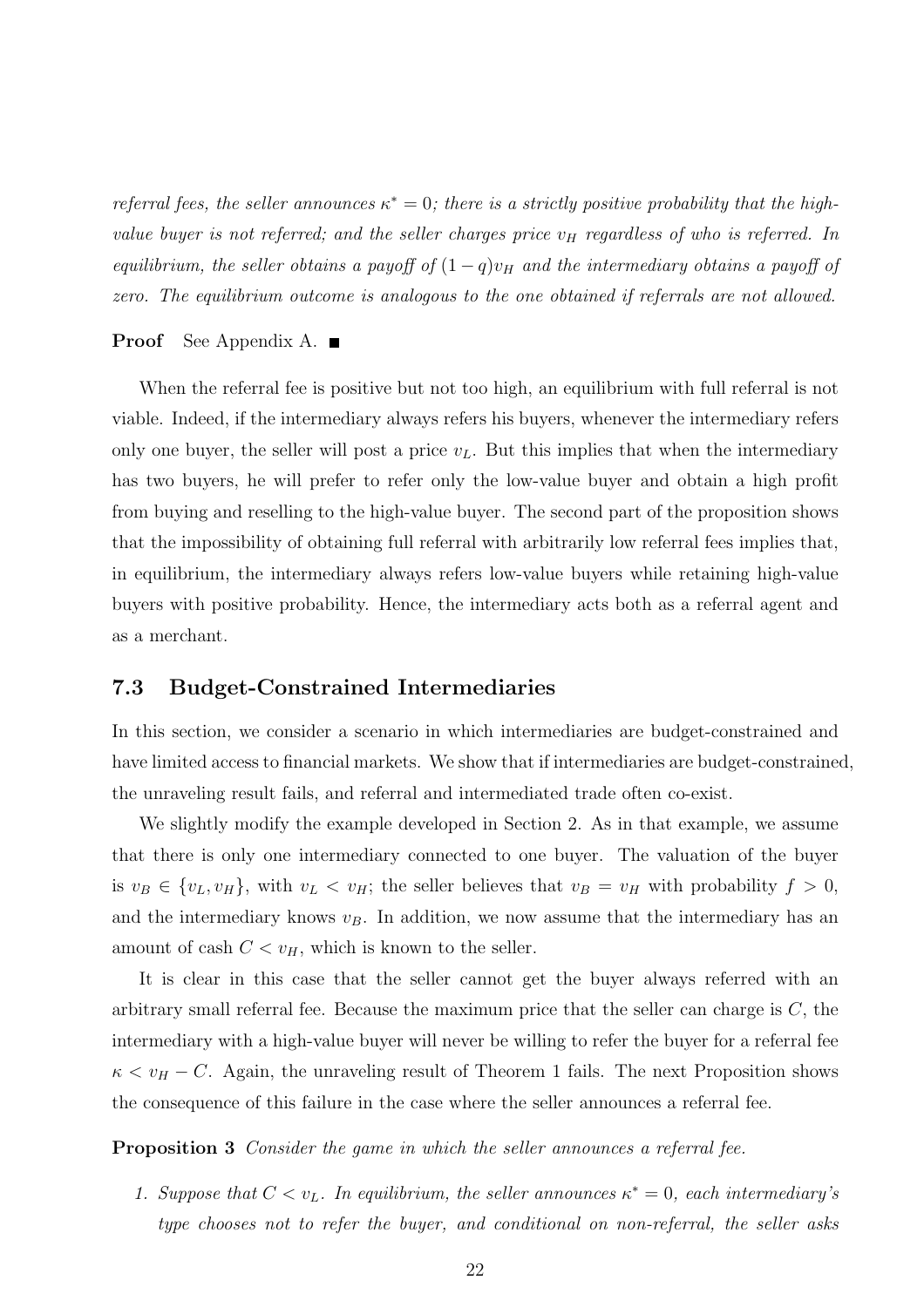*referral fees, the seller announces $\kappa^* = 0$; there is a strictly positive probability that the high-value buyer is not referred; and the seller charges price $v_H$ regardless of who is referred. In equilibrium, the seller obtains a payoff of $(1-q)v_H$ and the intermediary obtains a payoff of zero. The equilibrium outcome is analogous to the one obtained if referrals are not allowed.*

**Proof** See Appendix A. ■

When the referral fee is positive but not too high, an equilibrium with full referral is not viable. Indeed, if the intermediary always refers his buyers, whenever the intermediary refers only one buyer, the seller will post a price $v_L$. But this implies that when the intermediary has two buyers, he will prefer to refer only the low-value buyer and obtain a high profit from buying and reselling to the high-value buyer. The second part of the proposition shows that the impossibility of obtaining full referral with arbitrarily low referral fees implies that, in equilibrium, the intermediary always refers low-value buyers while retaining high-value buyers with positive probability. Hence, the intermediary acts both as a referral agent and as a merchant.

### 7.3 Budget-Constrained Intermediaries

In this section, we consider a scenario in which intermediaries are budget-constrained and have limited access to financial markets. We show that if intermediaries are budget-constrained, the unraveling result fails, and referral and intermediated trade often co-exist.

We slightly modify the example developed in Section 2. As in that example, we assume that there is only one intermediary connected to one buyer. The valuation of the buyer is $v_B \in \{v_L, v_H\}$, with $v_L < v_H$; the seller believes that $v_B = v_H$ with probability $f > 0$, and the intermediary knows $v_B$. In addition, we now assume that the intermediary has an amount of cash $C < v_H$, which is known to the seller.

It is clear in this case that the seller cannot get the buyer always referred with an arbitrary small referral fee. Because the maximum price that the seller can charge is $C$, the intermediary with a high-value buyer will never be willing to refer the buyer for a referral fee $\kappa < v_H - C$. Again, the unraveling result of Theorem 1 fails. The next Proposition shows the consequence of this failure in the case where the seller announces a referral fee.

**Proposition 3** *Consider the game in which the seller announces a referral fee.*

1. *Suppose that $C < v_L$. In equilibrium, the seller announces $\kappa^* = 0$, each intermediary's type chooses not to refer the buyer, and conditional on non-referral, the seller asks*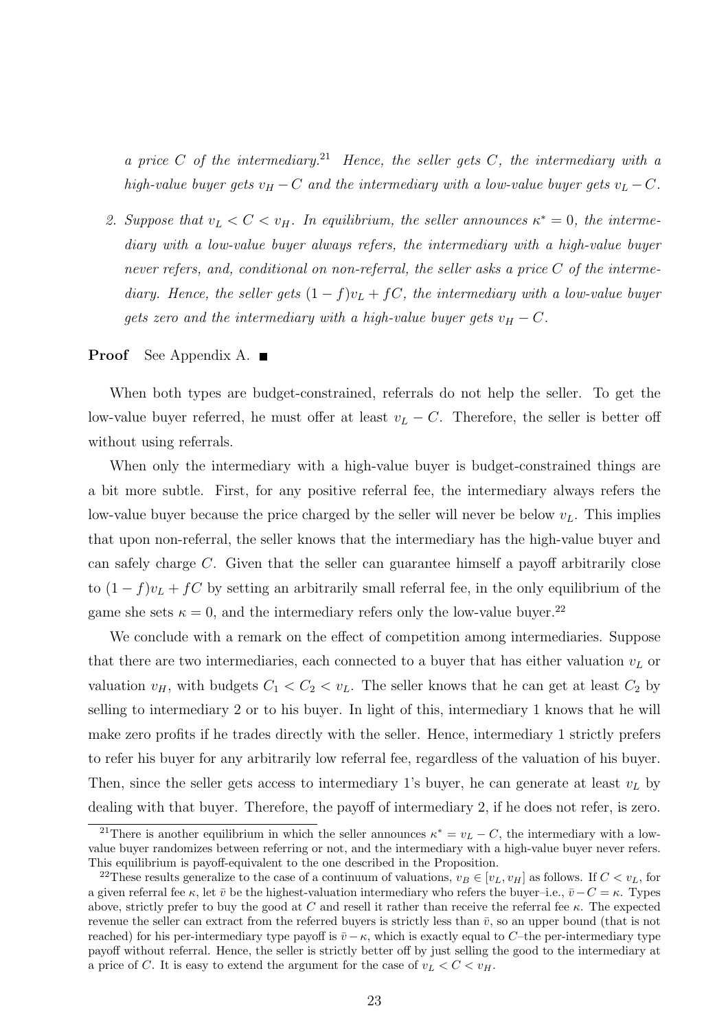*a price $C$ of the intermediary.*[21] *Hence, the seller gets $C$, the intermediary with a high-value buyer gets $v_H - C$ and the intermediary with a low-value buyer gets $v_L - C$.*

2. *Suppose that $v_L < C < v_H$. In equilibrium, the seller announces $\kappa^* = 0$, the intermediary with a low-value buyer always refers, the intermediary with a high-value buyer never refers, and, conditional on non-referral, the seller asks a price $C$ of the intermediary. Hence, the seller gets $(1-f)v_L + fC$, the intermediary with a low-value buyer gets zero and the intermediary with a high-value buyer gets $v_H - C$.*

**Proof** See Appendix A. ■

When both types are budget-constrained, referrals do not help the seller. To get the low-value buyer referred, he must offer at least $v_L - C$. Therefore, the seller is better off without using referrals.

When only the intermediary with a high-value buyer is budget-constrained things are a bit more subtle. First, for any positive referral fee, the intermediary always refers the low-value buyer because the price charged by the seller will never be below $v_L$. This implies that upon non-referral, the seller knows that the intermediary has the high-value buyer and can safely charge $C$. Given that the seller can guarantee himself a payoff arbitrarily close to $(1-f)v_L + fC$ by setting an arbitrarily small referral fee, in the only equilibrium of the game she sets $\kappa = 0$, and the intermediary refers only the low-value buyer.[22]

We conclude with a remark on the effect of competition among intermediaries. Suppose that there are two intermediaries, each connected to a buyer that has either valuation $v_L$ or valuation $v_H$, with budgets $C_1 < C_2 < v_L$. The seller knows that he can get at least $C_2$ by selling to intermediary 2 or to his buyer. In light of this, intermediary 1 knows that he will make zero profits if he trades directly with the seller. Hence, intermediary 1 strictly prefers to refer his buyer for any arbitrarily low referral fee, regardless of the valuation of his buyer. Then, since the seller gets access to intermediary 1's buyer, he can generate at least $v_L$ by dealing with that buyer. Therefore, the payoff of intermediary 2, if he does not refer, is zero.

[21] There is another equilibrium in which the seller announces $\kappa^* = v_L - C$, the intermediary with a low-value buyer randomizes between referring or not, and the intermediary with a high-value buyer never refers. This equilibrium is payoff-equivalent to the one described in the Proposition.

[22] These results generalize to the case of a continuum of valuations, $v_B \in [v_L, v_H]$ as follows. If $C < v_L$, for a given referral fee $\kappa$, let $\bar{v}$ be the highest-valuation intermediary who refers the buyer–i.e., $\bar{v} - C = \kappa$. Types above, strictly prefer to buy the good at $C$ and resell it rather than receive the referral fee $\kappa$. The expected revenue the seller can extract from the referred buyers is strictly less than $\bar{v}$, so an upper bound (that is not reached) for his per-intermediary type payoff is $\bar{v} - \kappa$, which is exactly equal to $C$–the per-intermediary type payoff without referral. Hence, the seller is strictly better off by just selling the good to the intermediary at a price of $C$. It is easy to extend the argument for the case of $v_L < C < v_H$.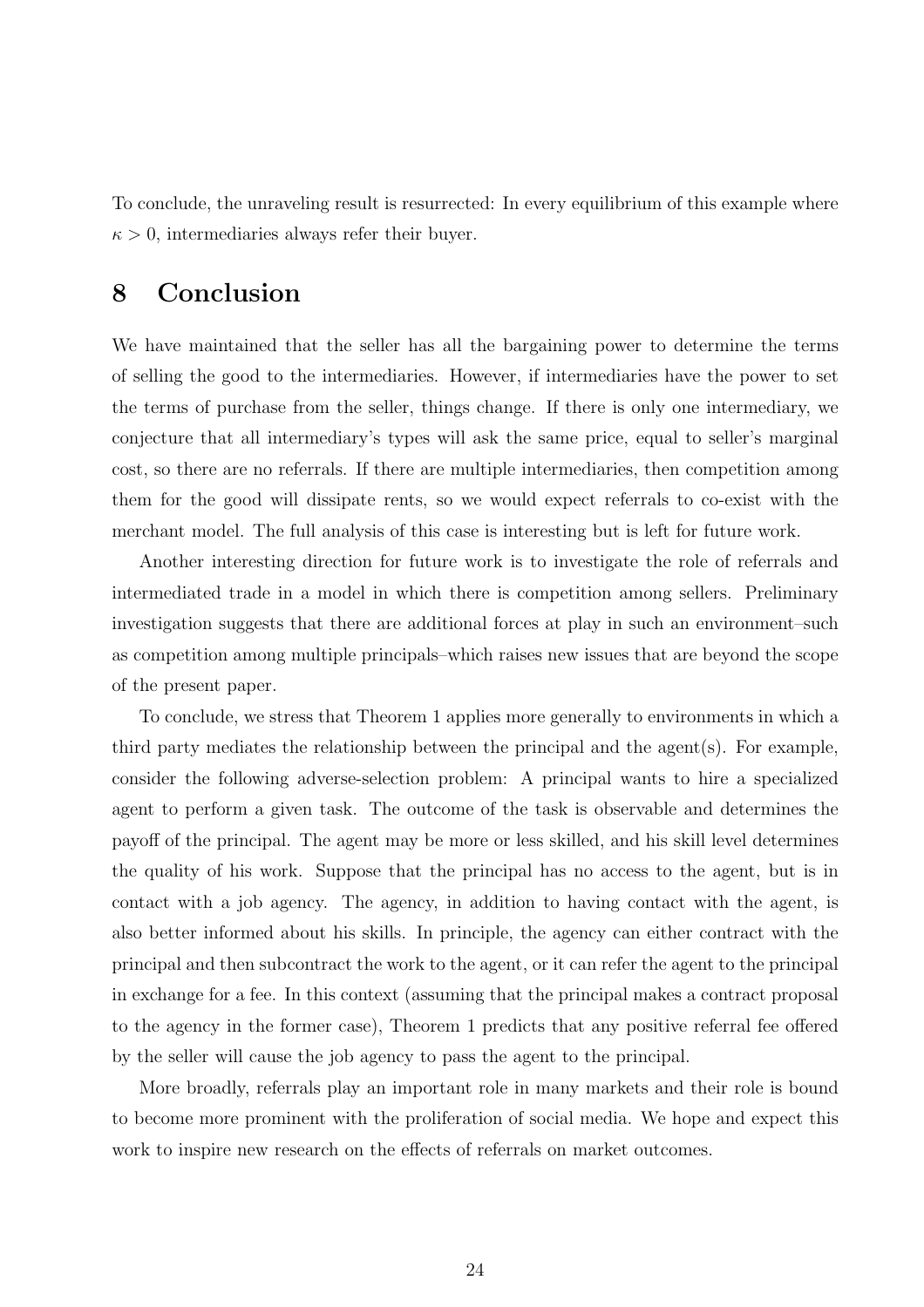To conclude, the unraveling result is resurrected: In every equilibrium of this example where $\kappa > 0$, intermediaries always refer their buyer.

# 8 Conclusion

We have maintained that the seller has all the bargaining power to determine the terms of selling the good to the intermediaries. However, if intermediaries have the power to set the terms of purchase from the seller, things change. If there is only one intermediary, we conjecture that all intermediary's types will ask the same price, equal to seller's marginal cost, so there are no referrals. If there are multiple intermediaries, then competition among them for the good will dissipate rents, so we would expect referrals to co-exist with the merchant model. The full analysis of this case is interesting but is left for future work.

Another interesting direction for future work is to investigate the role of referrals and intermediated trade in a model in which there is competition among sellers. Preliminary investigation suggests that there are additional forces at play in such an environment–such as competition among multiple principals–which raises new issues that are beyond the scope of the present paper.

To conclude, we stress that Theorem 1 applies more generally to environments in which a third party mediates the relationship between the principal and the agent(s). For example, consider the following adverse-selection problem: A principal wants to hire a specialized agent to perform a given task. The outcome of the task is observable and determines the payoff of the principal. The agent may be more or less skilled, and his skill level determines the quality of his work. Suppose that the principal has no access to the agent, but is in contact with a job agency. The agency, in addition to having contact with the agent, is also better informed about his skills. In principle, the agency can either contract with the principal and then subcontract the work to the agent, or it can refer the agent to the principal in exchange for a fee. In this context (assuming that the principal makes a contract proposal to the agency in the former case), Theorem 1 predicts that any positive referral fee offered by the seller will cause the job agency to pass the agent to the principal.

More broadly, referrals play an important role in many markets and their role is bound to become more prominent with the proliferation of social media. We hope and expect this work to inspire new research on the effects of referrals on market outcomes.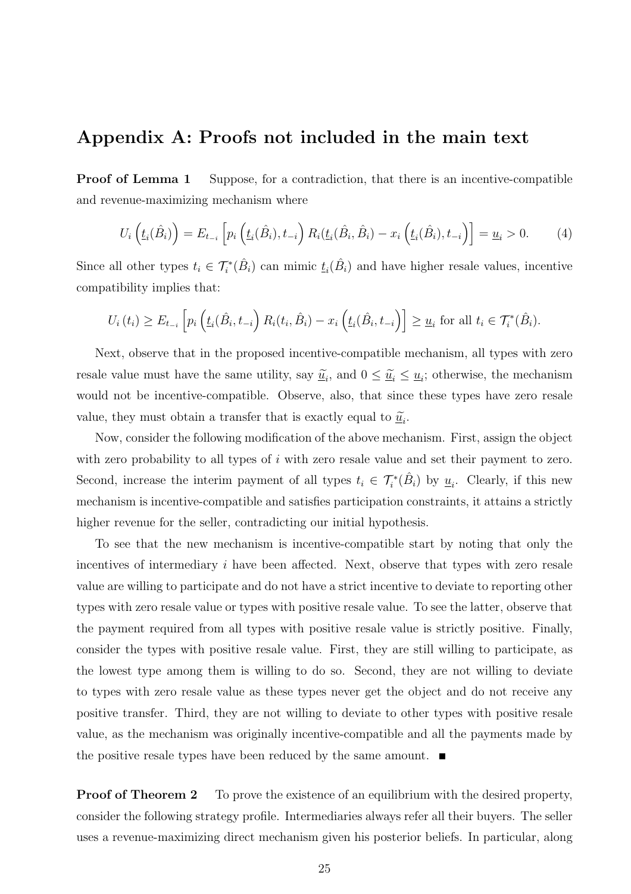# Appendix A: Proofs not included in the main text

**Proof of Lemma 1** Suppose, for a contradiction, that there is an incentive-compatible and revenue-maximizing mechanism where

$$U_i\left(\underline{t}_i(\hat{B}_i)\right) = E_{t_{-i}}\left[p_i\left(\underline{t}_i(\hat{B}_i), t_{-i}\right) R_i(\underline{t}_i(\hat{B}_i, \hat{B}_i) - x_i\left(\underline{t}_i(\hat{B}_i), t_{-i}\right)\right] = \underline{u}_i > 0. \tag{4}$$

Since all other types $t_i \in \mathcal{T}_i^*(\hat{B}_i)$ can mimic $\underline{t}_i(\hat{B}_i)$ and have higher resale values, incentive compatibility implies that:

$$U_i\left(t_i\right) \geq E_{t_{-i}}\left[p_i\left(\underline{t}_i(\hat{B}_i, t_{-i}\right) R_i(t_i, \hat{B}_i) - x_i\left(\underline{t}_i(\hat{B}_i, t_{-i}\right)\right] \geq \underline{u}_i \text{ for all } t_i \in \mathcal{T}_i^*(\hat{B}_i).$$

Next, observe that in the proposed incentive-compatible mechanism, all types with zero resale value must have the same utility, say $\widetilde{\underline{u}}_i$, and $0 \leq \widetilde{\underline{u}}_i \leq \underline{u}_i$; otherwise, the mechanism would not be incentive-compatible. Observe, also, that since these types have zero resale value, they must obtain a transfer that is exactly equal to $\widetilde{\underline{u}}_i$.

Now, consider the following modification of the above mechanism. First, assign the object with zero probability to all types of $i$ with zero resale value and set their payment to zero. Second, increase the interim payment of all types $t_i \in \mathcal{T}_i^*(\hat{B}_i)$ by $\underline{u}_i$. Clearly, if this new mechanism is incentive-compatible and satisfies participation constraints, it attains a strictly higher revenue for the seller, contradicting our initial hypothesis.

To see that the new mechanism is incentive-compatible start by noting that only the incentives of intermediary $i$ have been affected. Next, observe that types with zero resale value are willing to participate and do not have a strict incentive to deviate to reporting other types with zero resale value or types with positive resale value. To see the latter, observe that the payment required from all types with positive resale value is strictly positive. Finally, consider the types with positive resale value. First, they are still willing to participate, as the lowest type among them is willing to do so. Second, they are not willing to deviate to types with zero resale value as these types never get the object and do not receive any positive transfer. Third, they are not willing to deviate to other types with positive resale value, as the mechanism was originally incentive-compatible and all the payments made by the positive resale types have been reduced by the same amount. ■

**Proof of Theorem 2** To prove the existence of an equilibrium with the desired property, consider the following strategy profile. Intermediaries always refer all their buyers. The seller uses a revenue-maximizing direct mechanism given his posterior beliefs. In particular, along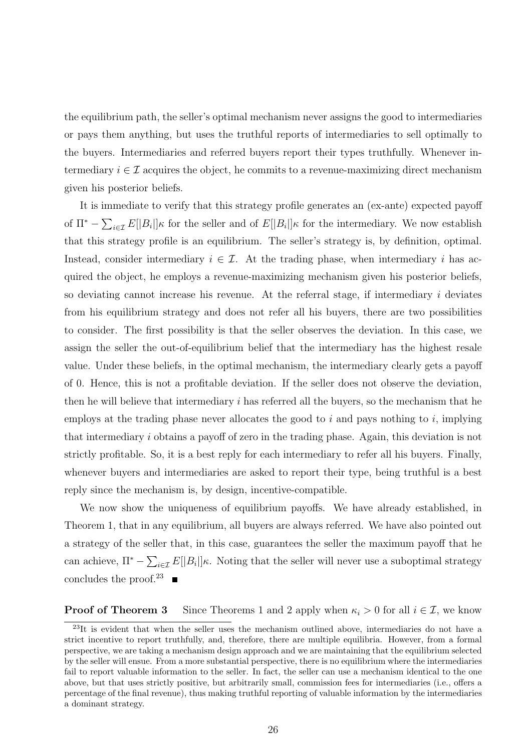the equilibrium path, the seller's optimal mechanism never assigns the good to intermediaries or pays them anything, but uses the truthful reports of intermediaries to sell optimally to the buyers. Intermediaries and referred buyers report their types truthfully. Whenever intermediary $i \in \mathcal{I}$ acquires the object, he commits to a revenue-maximizing direct mechanism given his posterior beliefs.

It is immediate to verify that this strategy profile generates an (ex-ante) expected payoff of $\Pi^* - \sum_{i \in \mathcal{I}} E[|B_i|]\kappa$ for the seller and of $E[|B_i|]\kappa$ for the intermediary. We now establish that this strategy profile is an equilibrium. The seller's strategy is, by definition, optimal. Instead, consider intermediary $i \in \mathcal{I}$. At the trading phase, when intermediary $i$ has acquired the object, he employs a revenue-maximizing mechanism given his posterior beliefs, so deviating cannot increase his revenue. At the referral stage, if intermediary $i$ deviates from his equilibrium strategy and does not refer all his buyers, there are two possibilities to consider. The first possibility is that the seller observes the deviation. In this case, we assign the seller the out-of-equilibrium belief that the intermediary has the highest resale value. Under these beliefs, in the optimal mechanism, the intermediary clearly gets a payoff of 0. Hence, this is not a profitable deviation. If the seller does not observe the deviation, then he will believe that intermediary $i$ has referred all the buyers, so the mechanism that he employs at the trading phase never allocates the good to $i$ and pays nothing to $i$, implying that intermediary $i$ obtains a payoff of zero in the trading phase. Again, this deviation is not strictly profitable. So, it is a best reply for each intermediary to refer all his buyers. Finally, whenever buyers and intermediaries are asked to report their type, being truthful is a best reply since the mechanism is, by design, incentive-compatible.

We now show the uniqueness of equilibrium payoffs. We have already established, in Theorem 1, that in any equilibrium, all buyers are always referred. We have also pointed out a strategy of the seller that, in this case, guarantees the seller the maximum payoff that he can achieve, $\Pi^* - \sum_{i \in \mathcal{I}} E[|B_i|]\kappa$. Noting that the seller will never use a suboptimal strategy concludes the proof.[23] ■

**Proof of Theorem 3** Since Theorems 1 and 2 apply when $\kappa_i > 0$ for all $i \in \mathcal{I}$, we know

[23]It is evident that when the seller uses the mechanism outlined above, intermediaries do not have a strict incentive to report truthfully, and, therefore, there are multiple equilibria. However, from a formal perspective, we are taking a mechanism design approach and we are maintaining that the equilibrium selected by the seller will ensue. From a more substantial perspective, there is no equilibrium where the intermediaries fail to report valuable information to the seller. In fact, the seller can use a mechanism identical to the one above, but that uses strictly positive, but arbitrarily small, commission fees for intermediaries (i.e., offers a percentage of the final revenue), thus making truthful reporting of valuable information by the intermediaries a dominant strategy.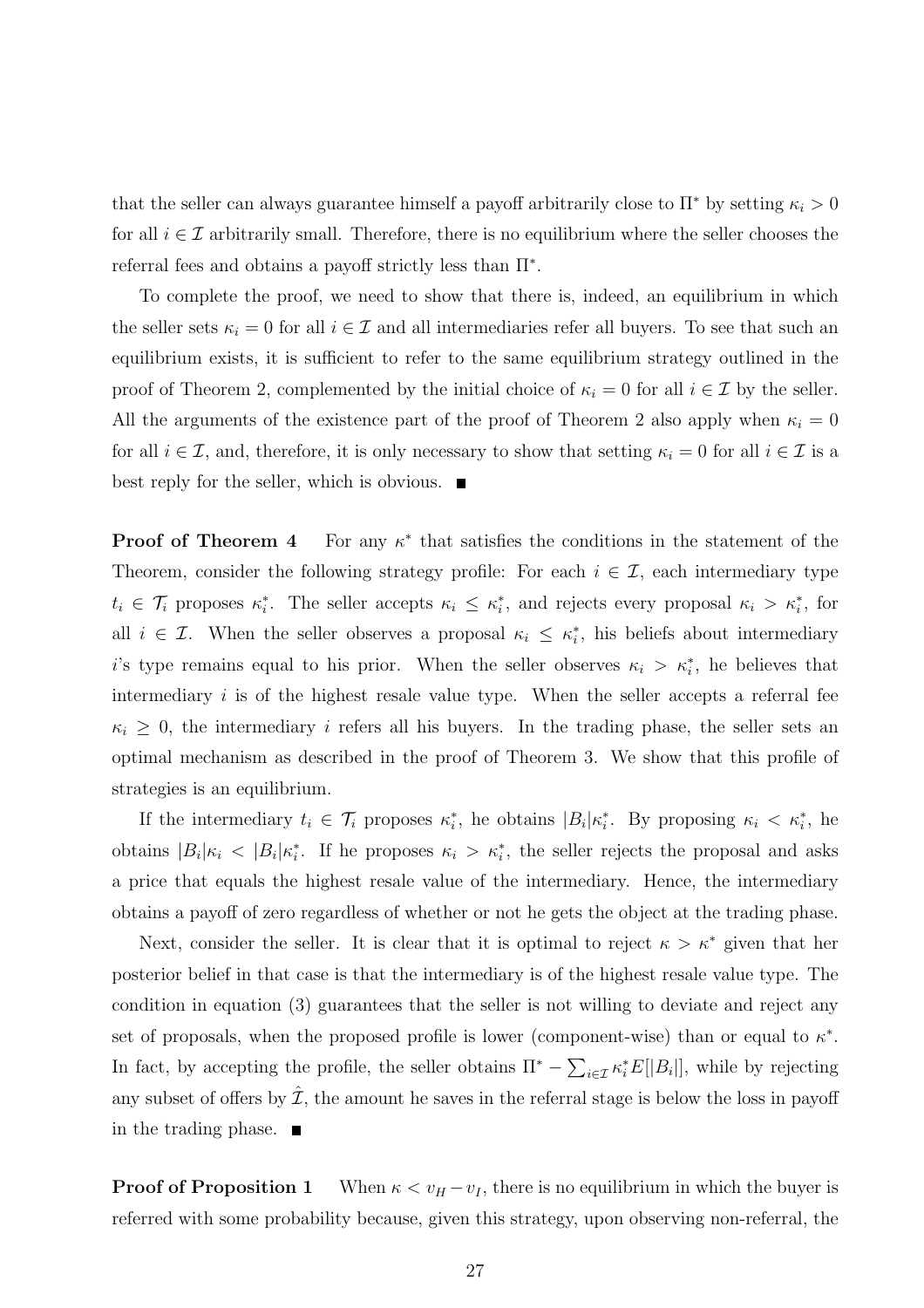that the seller can always guarantee himself a payoff arbitrarily close to $\Pi^*$ by setting $\kappa_i > 0$ for all $i \in \mathcal{I}$ arbitrarily small. Therefore, there is no equilibrium where the seller chooses the referral fees and obtains a payoff strictly less than $\Pi^*$.

To complete the proof, we need to show that there is, indeed, an equilibrium in which the seller sets $\kappa_i = 0$ for all $i \in \mathcal{I}$ and all intermediaries refer all buyers. To see that such an equilibrium exists, it is sufficient to refer to the same equilibrium strategy outlined in the proof of Theorem 2, complemented by the initial choice of $\kappa_i = 0$ for all $i \in \mathcal{I}$ by the seller. All the arguments of the existence part of the proof of Theorem 2 also apply when $\kappa_i = 0$ for all $i \in \mathcal{I}$, and, therefore, it is only necessary to show that setting $\kappa_i = 0$ for all $i \in \mathcal{I}$ is a best reply for the seller, which is obvious. ■

**Proof of Theorem 4** For any $\kappa^*$ that satisfies the conditions in the statement of the Theorem, consider the following strategy profile: For each $i \in \mathcal{I}$, each intermediary type $t_i \in \mathcal{T}_i$ proposes $\kappa_i^*$. The seller accepts $\kappa_i \leq \kappa_i^*$, and rejects every proposal $\kappa_i > \kappa_i^*$, for all $i \in \mathcal{I}$. When the seller observes a proposal $\kappa_i \leq \kappa_i^*$, his beliefs about intermediary $i$'s type remains equal to his prior. When the seller observes $\kappa_i > \kappa_i^*$, he believes that intermediary $i$ is of the highest resale value type. When the seller accepts a referral fee $\kappa_i \geq 0$, the intermediary $i$ refers all his buyers. In the trading phase, the seller sets an optimal mechanism as described in the proof of Theorem 3. We show that this profile of strategies is an equilibrium.

If the intermediary $t_i \in \mathcal{T}_i$ proposes $\kappa_i^*$, he obtains $|B_i|\kappa_i^*$. By proposing $\kappa_i < \kappa_i^*$, he obtains $|B_i|\kappa_i < |B_i|\kappa_i^*$. If he proposes $\kappa_i > \kappa_i^*$, the seller rejects the proposal and asks a price that equals the highest resale value of the intermediary. Hence, the intermediary obtains a payoff of zero regardless of whether or not he gets the object at the trading phase.

Next, consider the seller. It is clear that it is optimal to reject $\kappa > \kappa^*$ given that her posterior belief in that case is that the intermediary is of the highest resale value type. The condition in equation (3) guarantees that the seller is not willing to deviate and reject any set of proposals, when the proposed profile is lower (component-wise) than or equal to $\kappa^*$. In fact, by accepting the profile, the seller obtains $\Pi^* - \sum_{i \in \mathcal{I}} \kappa_i^* E[|B_i|]$, while by rejecting any subset of offers by $\hat{\mathcal{I}}$, the amount he saves in the referral stage is below the loss in payoff in the trading phase. ■

**Proof of Proposition 1** When $\kappa < v_H - v_I$, there is no equilibrium in which the buyer is referred with some probability because, given this strategy, upon observing non-referral, the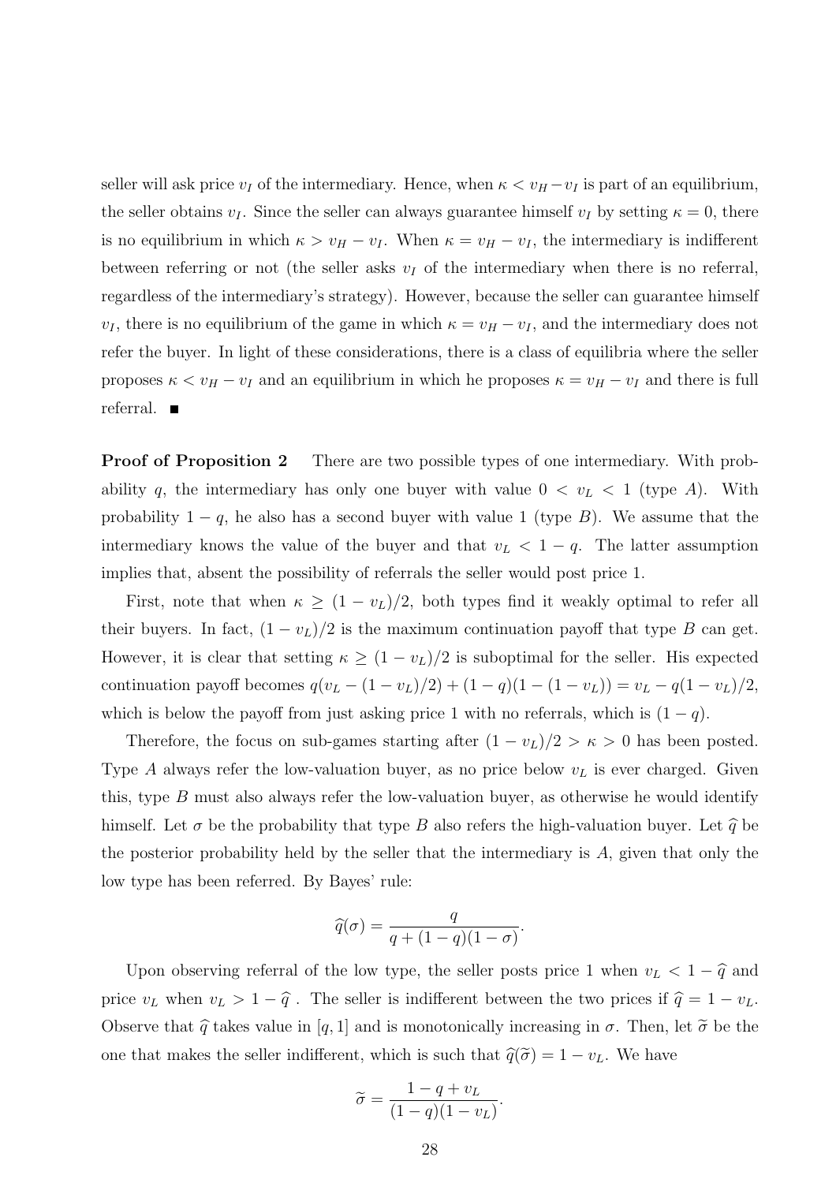seller will ask price $v_I$ of the intermediary. Hence, when $\kappa < v_H - v_I$ is part of an equilibrium, the seller obtains $v_I$. Since the seller can always guarantee himself $v_I$ by setting $\kappa = 0$, there is no equilibrium in which $\kappa > v_H - v_I$. When $\kappa = v_H - v_I$, the intermediary is indifferent between referring or not (the seller asks $v_I$ of the intermediary when there is no referral, regardless of the intermediary's strategy). However, because the seller can guarantee himself $v_I$, there is no equilibrium of the game in which $\kappa = v_H - v_I$, and the intermediary does not refer the buyer. In light of these considerations, there is a class of equilibria where the seller proposes $\kappa < v_H - v_I$ and an equilibrium in which he proposes $\kappa = v_H - v_I$ and there is full referral. ■

**Proof of Proposition 2** There are two possible types of one intermediary. With probability $q$, the intermediary has only one buyer with value $0 < v_L < 1$ (type $A$). With probability $1 - q$, he also has a second buyer with value 1 (type $B$). We assume that the intermediary knows the value of the buyer and that $v_L < 1 - q$. The latter assumption implies that, absent the possibility of referrals the seller would post price 1.

First, note that when $\kappa \geq (1 - v_L)/2$, both types find it weakly optimal to refer all their buyers. In fact, $(1 - v_L)/2$ is the maximum continuation payoff that type $B$ can get. However, it is clear that setting $\kappa \geq (1 - v_L)/2$ is suboptimal for the seller. His expected continuation payoff becomes $q(v_L - (1 - v_L)/2) + (1 - q)(1 - (1 - v_L)) = v_L - q(1 - v_L)/2$, which is below the payoff from just asking price 1 with no referrals, which is $(1 - q)$.

Therefore, the focus on sub-games starting after $(1 - v_L)/2 > \kappa > 0$ has been posted. Type $A$ always refer the low-valuation buyer, as no price below $v_L$ is ever charged. Given this, type $B$ must also always refer the low-valuation buyer, as otherwise he would identify himself. Let $\sigma$ be the probability that type $B$ also refers the high-valuation buyer. Let $\widehat{q}$ be the posterior probability held by the seller that the intermediary is $A$, given that only the low type has been referred. By Bayes' rule:

$$\widehat{q}(\sigma) = \frac{q}{q + (1 - q)(1 - \sigma)}.$$

Upon observing referral of the low type, the seller posts price 1 when $v_L < 1 - \widehat{q}$ and price $v_L$ when $v_L > 1 - \widehat{q}$ . The seller is indifferent between the two prices if $\widehat{q} = 1 - v_L$. Observe that $\widehat{q}$ takes value in $[q, 1]$ and is monotonically increasing in $\sigma$. Then, let $\widetilde{\sigma}$ be the one that makes the seller indifferent, which is such that $\widehat{q}(\widetilde{\sigma}) = 1 - v_L$. We have

$$\widetilde{\sigma} = \frac{1 - q + v_L}{(1 - q)(1 - v_L)}.$$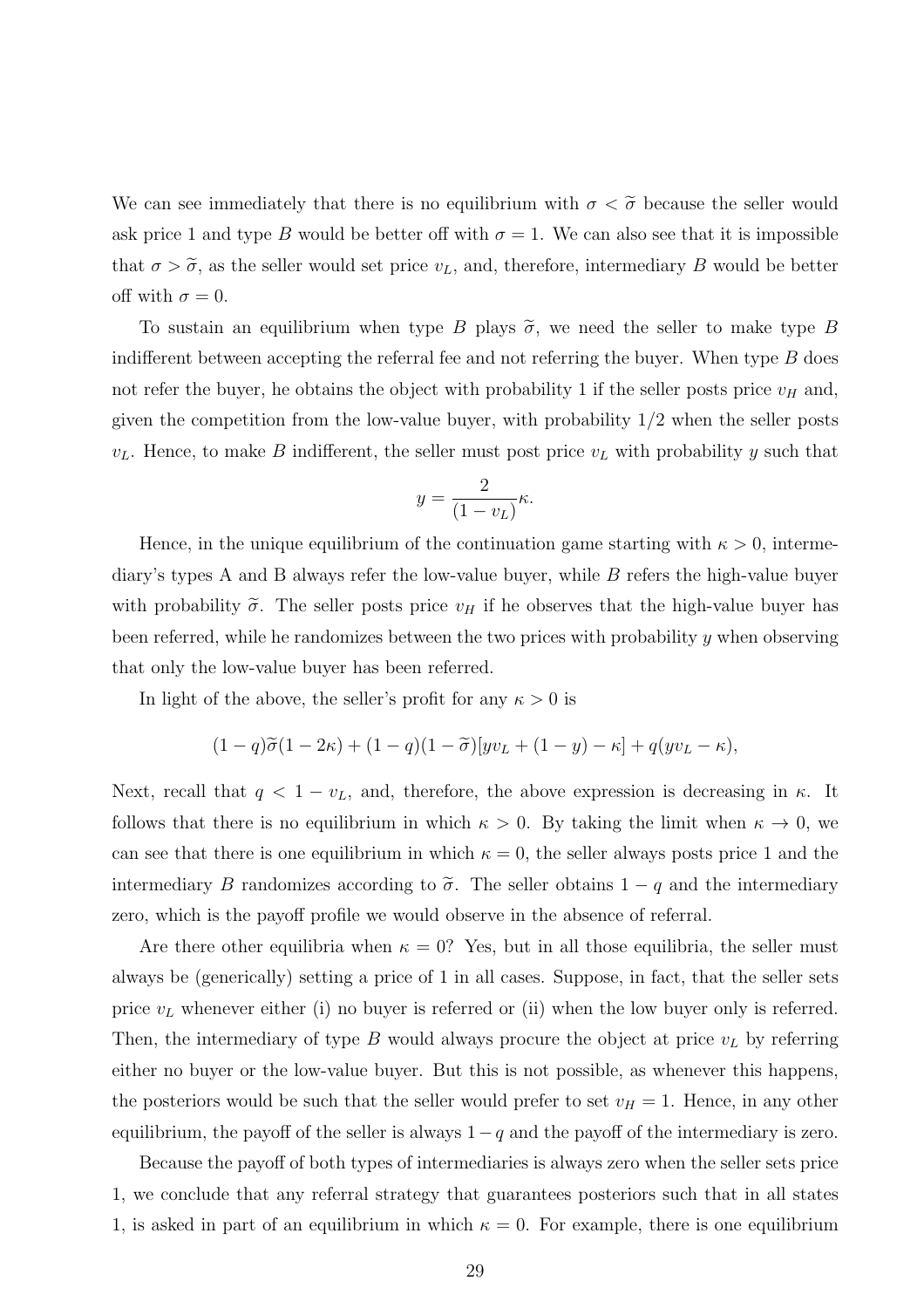We can see immediately that there is no equilibrium with $\sigma < \widetilde{\sigma}$ because the seller would ask price 1 and type $B$ would be better off with $\sigma = 1$. We can also see that it is impossible that $\sigma > \widetilde{\sigma}$, as the seller would set price $v_L$, and, therefore, intermediary $B$ would be better off with $\sigma = 0$.

To sustain an equilibrium when type $B$ plays $\widetilde{\sigma}$, we need the seller to make type $B$ indifferent between accepting the referral fee and not referring the buyer. When type $B$ does not refer the buyer, he obtains the object with probability 1 if the seller posts price $v_H$ and, given the competition from the low-value buyer, with probability 1/2 when the seller posts $v_L$. Hence, to make $B$ indifferent, the seller must post price $v_L$ with probability $y$ such that

$$y = \frac{2}{(1 - v_L)}\kappa.$$

Hence, in the unique equilibrium of the continuation game starting with $\kappa > 0$, intermediary's types A and B always refer the low-value buyer, while $B$ refers the high-value buyer with probability $\widetilde{\sigma}$. The seller posts price $v_H$ if he observes that the high-value buyer has been referred, while he randomizes between the two prices with probability $y$ when observing that only the low-value buyer has been referred.

In light of the above, the seller's profit for any $\kappa > 0$ is

$$(1 - q)\widetilde{\sigma}(1 - 2\kappa) + (1 - q)(1 - \widetilde{\sigma})[yv_L + (1 - y) - \kappa] + q(yv_L - \kappa),$$

Next, recall that $q < 1 - v_L$, and, therefore, the above expression is decreasing in $\kappa$. It follows that there is no equilibrium in which $\kappa > 0$. By taking the limit when $\kappa \to 0$, we can see that there is one equilibrium in which $\kappa = 0$, the seller always posts price 1 and the intermediary $B$ randomizes according to $\widetilde{\sigma}$. The seller obtains $1 - q$ and the intermediary zero, which is the payoff profile we would observe in the absence of referral.

Are there other equilibria when $\kappa = 0$? Yes, but in all those equilibria, the seller must always be (generically) setting a price of 1 in all cases. Suppose, in fact, that the seller sets price $v_L$ whenever either (i) no buyer is referred or (ii) when the low buyer only is referred. Then, the intermediary of type $B$ would always procure the object at price $v_L$ by referring either no buyer or the low-value buyer. But this is not possible, as whenever this happens, the posteriors would be such that the seller would prefer to set $v_H = 1$. Hence, in any other equilibrium, the payoff of the seller is always $1 - q$ and the payoff of the intermediary is zero.

Because the payoff of both types of intermediaries is always zero when the seller sets price 1, we conclude that any referral strategy that guarantees posteriors such that in all states 1, is asked in part of an equilibrium in which $\kappa = 0$. For example, there is one equilibrium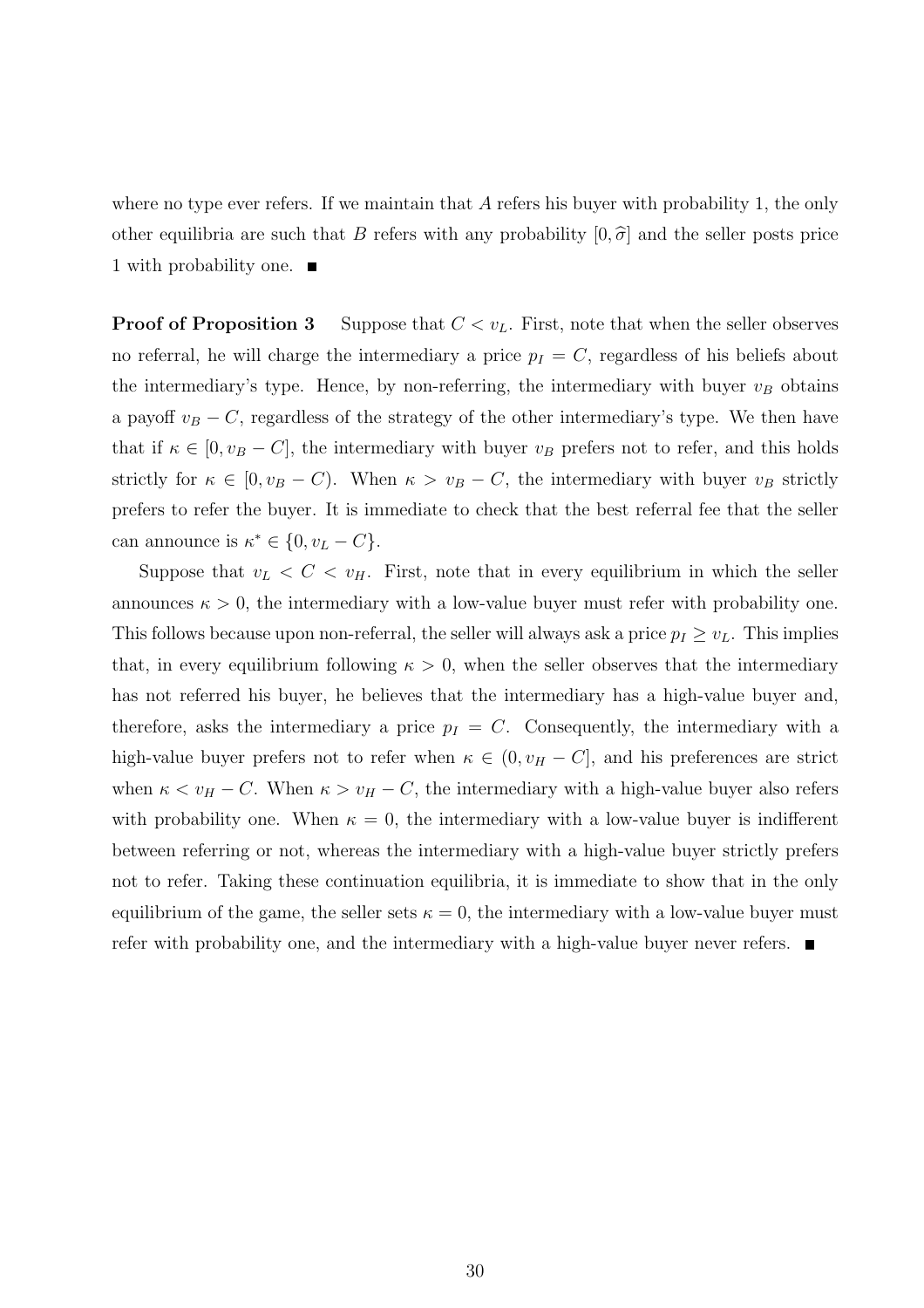where no type ever refers. If we maintain that $A$ refers his buyer with probability 1, the only other equilibria are such that $B$ refers with any probability $[0, \widehat{\sigma}]$ and the seller posts price 1 with probability one. ∎

**Proof of Proposition 3** Suppose that $C < v_L$. First, note that when the seller observes no referral, he will charge the intermediary a price $p_I = C$, regardless of his beliefs about the intermediary's type. Hence, by non-referring, the intermediary with buyer $v_B$ obtains a payoff $v_B - C$, regardless of the strategy of the other intermediary's type. We then have that if $\kappa \in [0, v_B - C]$, the intermediary with buyer $v_B$ prefers not to refer, and this holds strictly for $\kappa \in [0, v_B - C)$. When $\kappa > v_B - C$, the intermediary with buyer $v_B$ strictly prefers to refer the buyer. It is immediate to check that the best referral fee that the seller can announce is $\kappa^* \in \{0, v_L - C\}$.

Suppose that $v_L < C < v_H$. First, note that in every equilibrium in which the seller announces $\kappa > 0$, the intermediary with a low-value buyer must refer with probability one. This follows because upon non-referral, the seller will always ask a price $p_I \geq v_L$. This implies that, in every equilibrium following $\kappa > 0$, when the seller observes that the intermediary has not referred his buyer, he believes that the intermediary has a high-value buyer and, therefore, asks the intermediary a price $p_I = C$. Consequently, the intermediary with a high-value buyer prefers not to refer when $\kappa \in (0, v_H - C]$, and his preferences are strict when $\kappa < v_H - C$. When $\kappa > v_H - C$, the intermediary with a high-value buyer also refers with probability one. When $\kappa = 0$, the intermediary with a low-value buyer is indifferent between referring or not, whereas the intermediary with a high-value buyer strictly prefers not to refer. Taking these continuation equilibria, it is immediate to show that in the only equilibrium of the game, the seller sets $\kappa = 0$, the intermediary with a low-value buyer must refer with probability one, and the intermediary with a high-value buyer never refers. ∎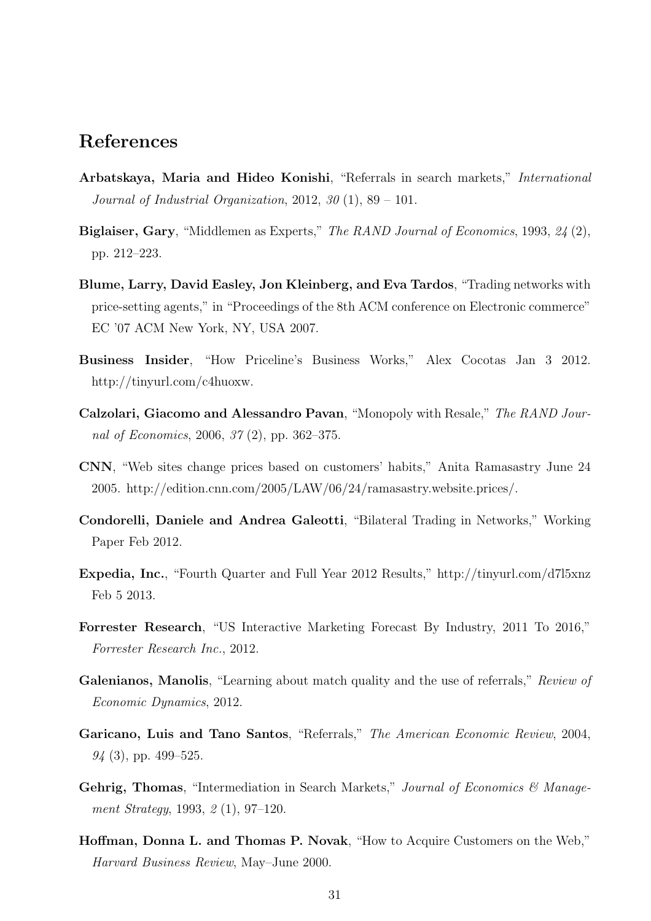# References

**Arbatskaya, Maria and Hideo Konishi**, "Referrals in search markets," *International Journal of Industrial Organization*, 2012, *30* (1), 89 – 101.

**Biglaiser, Gary**, "Middlemen as Experts," *The RAND Journal of Economics*, 1993, *24* (2), pp. 212–223.

**Blume, Larry, David Easley, Jon Kleinberg, and Eva Tardos**, "Trading networks with price-setting agents," in "Proceedings of the 8th ACM conference on Electronic commerce" EC '07 ACM New York, NY, USA 2007.

**Business Insider**, "How Priceline's Business Works," Alex Cocotas Jan 3 2012. http://tinyurl.com/c4huoxw.

**Calzolari, Giacomo and Alessandro Pavan**, "Monopoly with Resale," *The RAND Journal of Economics*, 2006, *37* (2), pp. 362–375.

**CNN**, "Web sites change prices based on customers' habits," Anita Ramasastry June 24 2005. http://edition.cnn.com/2005/LAW/06/24/ramasastry.website.prices/.

**Condorelli, Daniele and Andrea Galeotti**, "Bilateral Trading in Networks," Working Paper Feb 2012.

**Expedia, Inc.**, "Fourth Quarter and Full Year 2012 Results," http://tinyurl.com/d7l5xnz Feb 5 2013.

**Forrester Research**, "US Interactive Marketing Forecast By Industry, 2011 To 2016," *Forrester Research Inc.*, 2012.

**Galenianos, Manolis**, "Learning about match quality and the use of referrals," *Review of Economic Dynamics*, 2012.

**Garicano, Luis and Tano Santos**, "Referrals," *The American Economic Review*, 2004, *94* (3), pp. 499–525.

**Gehrig, Thomas**, "Intermediation in Search Markets," *Journal of Economics & Management Strategy*, 1993, *2* (1), 97–120.

**Hoffman, Donna L. and Thomas P. Novak**, "How to Acquire Customers on the Web," *Harvard Business Review*, May–June 2000.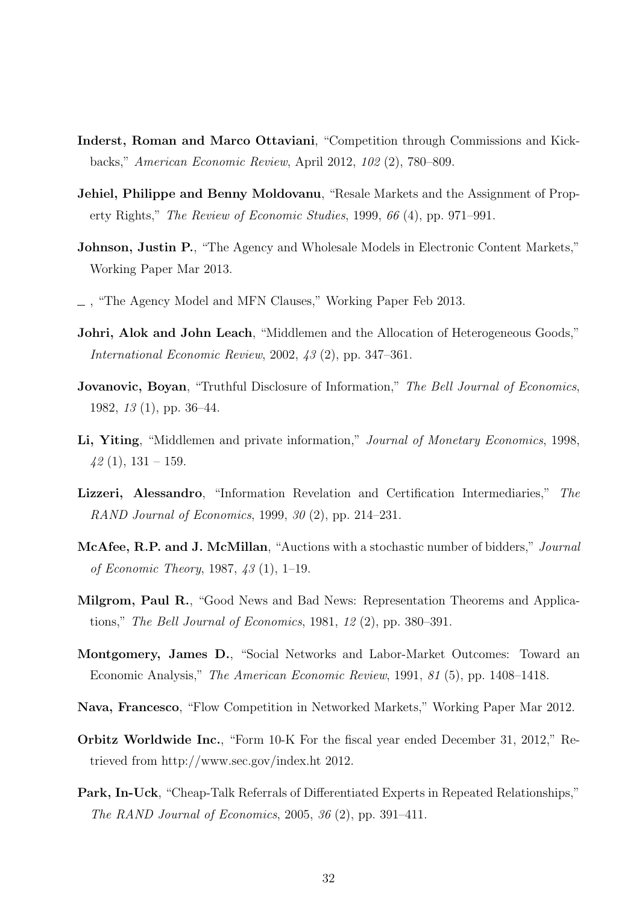**Inderst, Roman and Marco Ottaviani**, "Competition through Commissions and Kickbacks," *American Economic Review*, April 2012, *102* (2), 780–809.

**Jehiel, Philippe and Benny Moldovanu**, "Resale Markets and the Assignment of Property Rights," *The Review of Economic Studies*, 1999, *66* (4), pp. 971–991.

**Johnson, Justin P.**, "The Agency and Wholesale Models in Electronic Content Markets," Working Paper Mar 2013.

\_ , "The Agency Model and MFN Clauses," Working Paper Feb 2013.

**Johri, Alok and John Leach**, "Middlemen and the Allocation of Heterogeneous Goods," *International Economic Review*, 2002, *43* (2), pp. 347–361.

**Jovanovic, Boyan**, "Truthful Disclosure of Information," *The Bell Journal of Economics*, 1982, *13* (1), pp. 36–44.

**Li, Yiting**, "Middlemen and private information," *Journal of Monetary Economics*, 1998, *42* (1), 131 – 159.

**Lizzeri, Alessandro**, "Information Revelation and Certification Intermediaries," *The RAND Journal of Economics*, 1999, *30* (2), pp. 214–231.

**McAfee, R.P. and J. McMillan**, "Auctions with a stochastic number of bidders," *Journal of Economic Theory*, 1987, *43* (1), 1–19.

**Milgrom, Paul R.**, "Good News and Bad News: Representation Theorems and Applications," *The Bell Journal of Economics*, 1981, *12* (2), pp. 380–391.

**Montgomery, James D.**, "Social Networks and Labor-Market Outcomes: Toward an Economic Analysis," *The American Economic Review*, 1991, *81* (5), pp. 1408–1418.

**Nava, Francesco**, "Flow Competition in Networked Markets," Working Paper Mar 2012.

**Orbitz Worldwide Inc.**, "Form 10-K For the fiscal year ended December 31, 2012," Retrieved from http://www.sec.gov/index.ht 2012.

**Park, In-Uck**, "Cheap-Talk Referrals of Differentiated Experts in Repeated Relationships," *The RAND Journal of Economics*, 2005, *36* (2), pp. 391–411.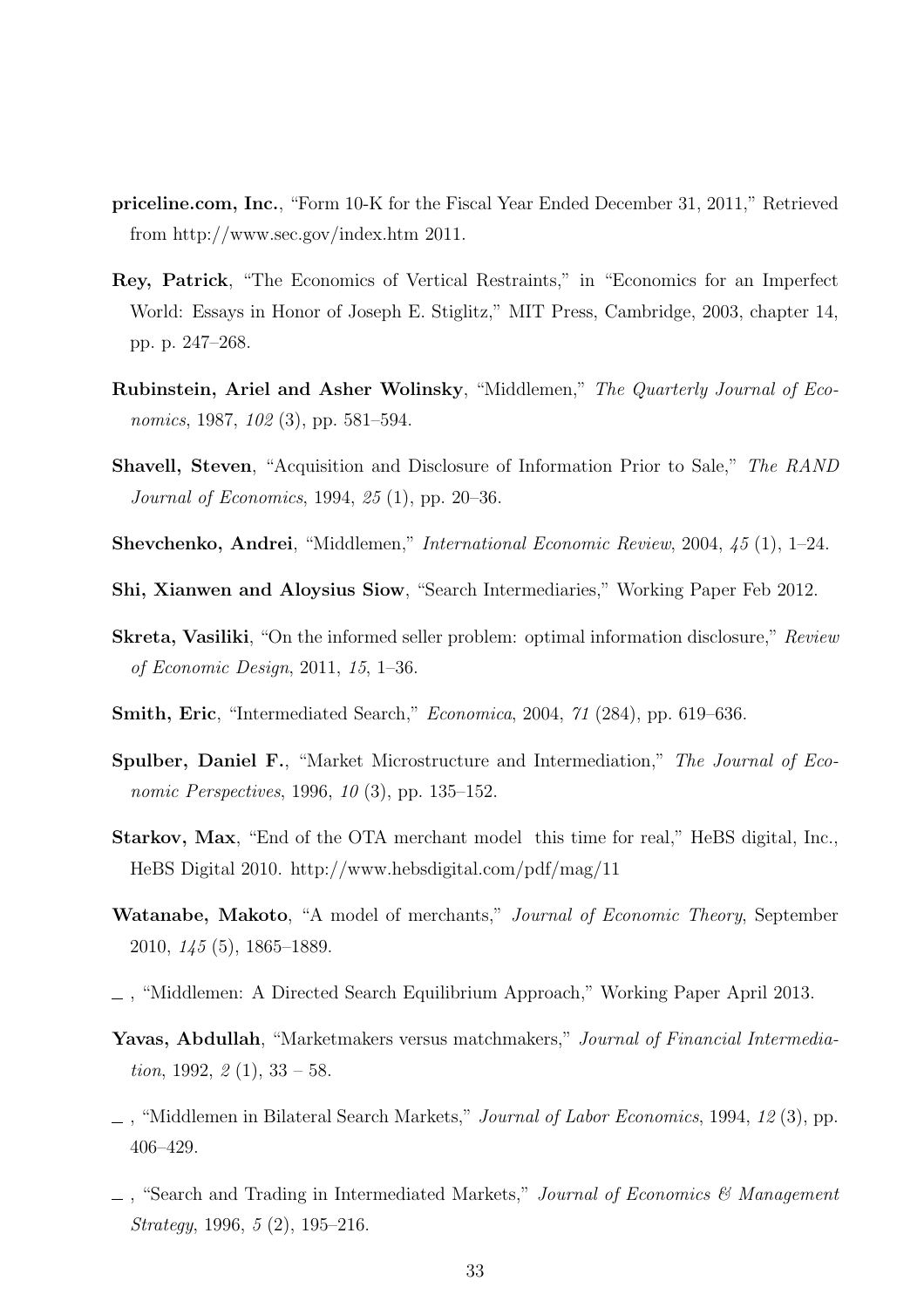**priceline.com, Inc.**, "Form 10-K for the Fiscal Year Ended December 31, 2011," Retrieved from http://www.sec.gov/index.htm 2011.

**Rey, Patrick**, "The Economics of Vertical Restraints," in "Economics for an Imperfect World: Essays in Honor of Joseph E. Stiglitz," MIT Press, Cambridge, 2003, chapter 14, pp. p. 247–268.

**Rubinstein, Ariel and Asher Wolinsky**, "Middlemen," *The Quarterly Journal of Economics*, 1987, *102* (3), pp. 581–594.

**Shavell, Steven**, "Acquisition and Disclosure of Information Prior to Sale," *The RAND Journal of Economics*, 1994, *25* (1), pp. 20–36.

**Shevchenko, Andrei**, "Middlemen," *International Economic Review*, 2004, *45* (1), 1–24.

**Shi, Xianwen and Aloysius Siow**, "Search Intermediaries," Working Paper Feb 2012.

**Skreta, Vasiliki**, "On the informed seller problem: optimal information disclosure," *Review of Economic Design*, 2011, *15*, 1–36.

**Smith, Eric**, "Intermediated Search," *Economica*, 2004, *71* (284), pp. 619–636.

**Spulber, Daniel F.**, "Market Microstructure and Intermediation," *The Journal of Economic Perspectives*, 1996, *10* (3), pp. 135–152.

**Starkov, Max**, "End of the OTA merchant model this time for real," HeBS digital, Inc., HeBS Digital 2010. http://www.hebsdigital.com/pdf/mag/11

**Watanabe, Makoto**, "A model of merchants," *Journal of Economic Theory*, September 2010, *145* (5), 1865–1889.

\_ , "Middlemen: A Directed Search Equilibrium Approach," Working Paper April 2013.

**Yavas, Abdullah**, "Marketmakers versus matchmakers," *Journal of Financial Intermediation*, 1992, *2* (1), 33 – 58.

\_ , "Middlemen in Bilateral Search Markets," *Journal of Labor Economics*, 1994, *12* (3), pp. 406–429.

\_ , "Search and Trading in Intermediated Markets," *Journal of Economics & Management Strategy*, 1996, *5* (2), 195–216.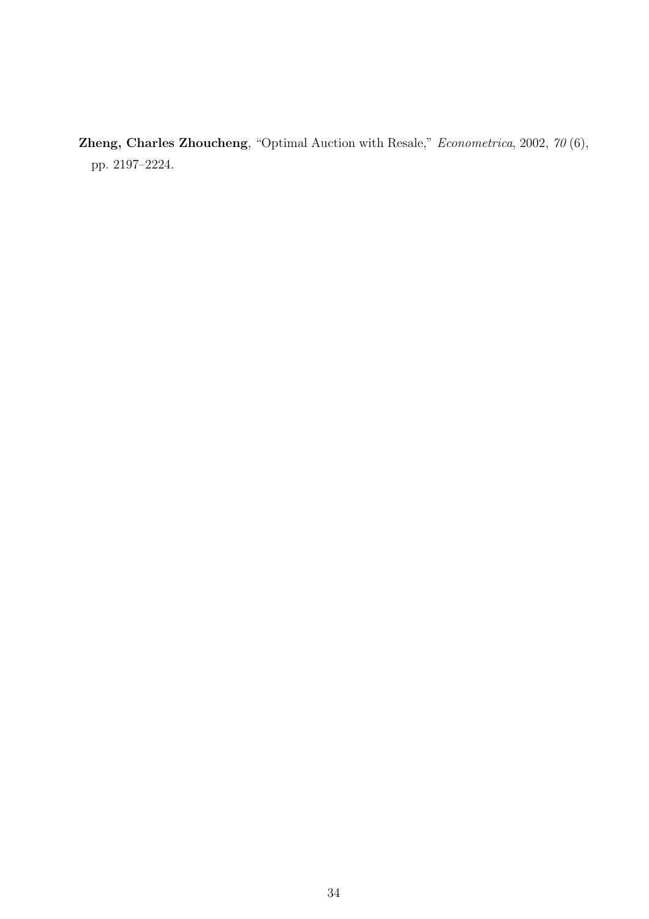**Zheng, Charles Zhoucheng**, "Optimal Auction with Resale," *Econometrica*, 2002, *70* (6), pp. 2197–2224.